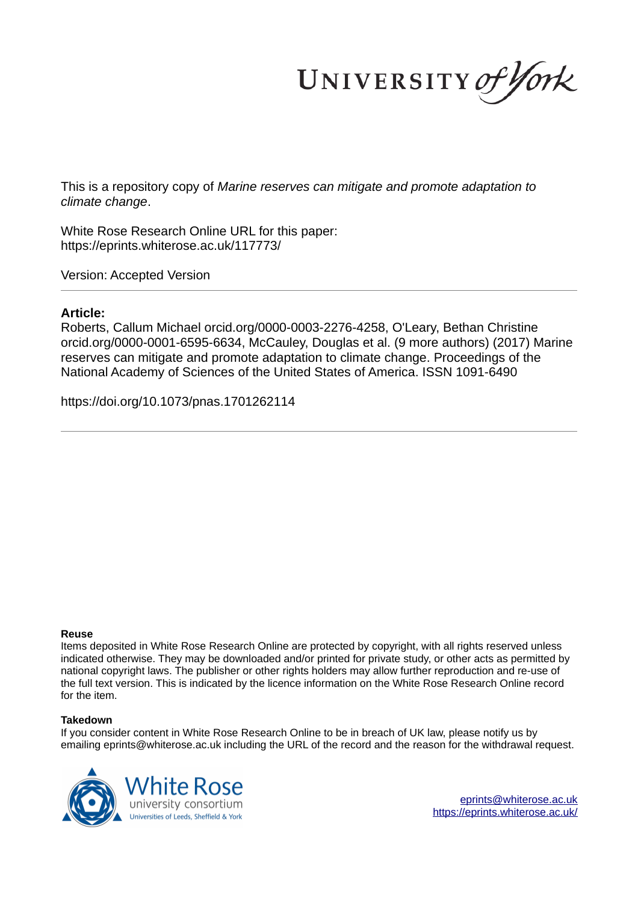UNIVERSITY of York

This is a repository copy of *Marine reserves can mitigate and promote adaptation to climate change*.

White Rose Research Online URL for this paper:
https://eprints.whiterose.ac.uk/117773/

Version: Accepted Version

**Article:**

Roberts, Callum Michael orcid.org/0000-0003-2276-4258, O'Leary, Bethan Christine orcid.org/0000-0001-6595-6634, McCauley, Douglas et al. (9 more authors) (2017) Marine reserves can mitigate and promote adaptation to climate change. Proceedings of the National Academy of Sciences of the United States of America. ISSN 1091-6490

https://doi.org/10.1073/pnas.1701262114

**Reuse**

Items deposited in White Rose Research Online are protected by copyright, with all rights reserved unless indicated otherwise. They may be downloaded and/or printed for private study, or other acts as permitted by national copyright laws. The publisher or other rights holders may allow further reproduction and re-use of the full text version. This is indicated by the licence information on the White Rose Research Online record for the item.

**Takedown**

If you consider content in White Rose Research Online to be in breach of UK law, please notify us by emailing eprints@whiterose.ac.uk including the URL of the record and the reason for the withdrawal request.

White Rose university consortium
Universities of Leeds, Sheffield & York

eprints@whiterose.ac.uk
https://eprints.whiterose.ac.uk/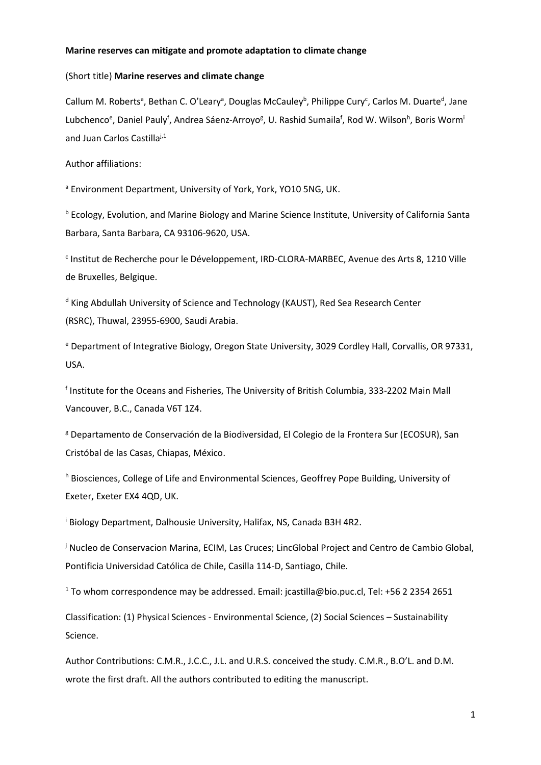**Marine reserves can mitigate and promote adaptation to climate change**

(Short title) **Marine reserves and climate change**

Callum M. Roberts[a], Bethan C. O'Leary[a], Douglas McCauley[b], Philippe Cury[c], Carlos M. Duarte[d], Jane Lubchenco[e], Daniel Pauly[f], Andrea Sáenz-Arroyo[g], U. Rashid Sumaila[f], Rod W. Wilson[h], Boris Worm[i] and Juan Carlos Castilla[j,1]

Author affiliations:

[a] Environment Department, University of York, York, YO10 5NG, UK.

[b] Ecology, Evolution, and Marine Biology and Marine Science Institute, University of California Santa Barbara, Santa Barbara, CA 93106-9620, USA.

[c] Institut de Recherche pour le Développement, IRD-CLORA-MARBEC, Avenue des Arts 8, 1210 Ville de Bruxelles, Belgique.

[d] King Abdullah University of Science and Technology (KAUST), Red Sea Research Center (RSRC), Thuwal, 23955-6900, Saudi Arabia.

[e] Department of Integrative Biology, Oregon State University, 3029 Cordley Hall, Corvallis, OR 97331, USA.

[f] Institute for the Oceans and Fisheries, The University of British Columbia, 333-2202 Main Mall Vancouver, B.C., Canada V6T 1Z4.

[g] Departamento de Conservación de la Biodiversidad, El Colegio de la Frontera Sur (ECOSUR), San Cristóbal de las Casas, Chiapas, México.

[h] Biosciences, College of Life and Environmental Sciences, Geoffrey Pope Building, University of Exeter, Exeter EX4 4QD, UK.

[i] Biology Department, Dalhousie University, Halifax, NS, Canada B3H 4R2.

[j] Nucleo de Conservacion Marina, ECIM, Las Cruces; LincGlobal Project and Centro de Cambio Global, Pontificia Universidad Católica de Chile, Casilla 114-D, Santiago, Chile.

[1] To whom correspondence may be addressed. Email: jcastilla@bio.puc.cl, Tel: +56 2 2354 2651

Classification: (1) Physical Sciences - Environmental Science, (2) Social Sciences – Sustainability Science.

Author Contributions: C.M.R., J.C.C., J.L. and U.R.S. conceived the study. C.M.R., B.O'L. and D.M. wrote the first draft. All the authors contributed to editing the manuscript.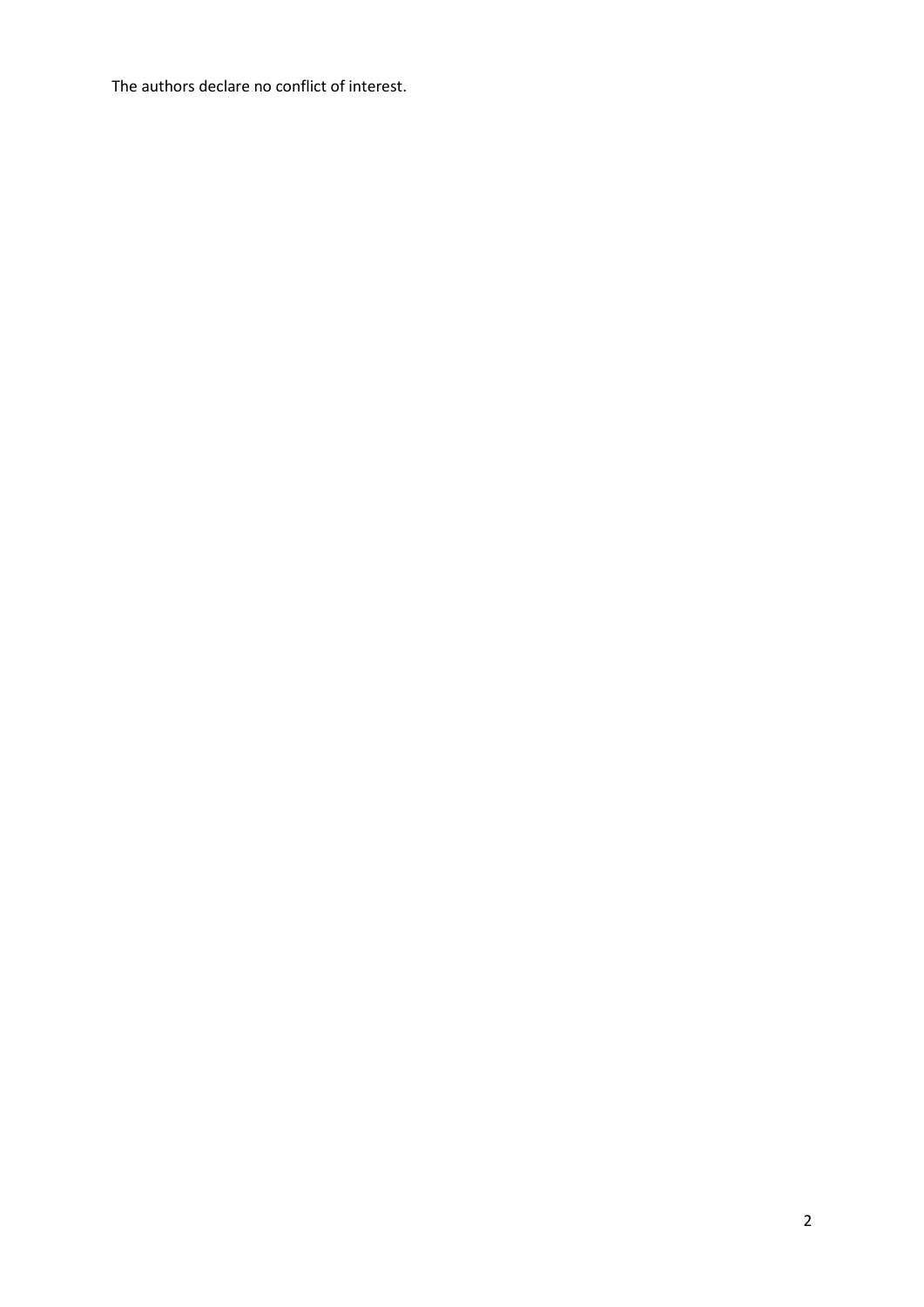The authors declare no conflict of interest.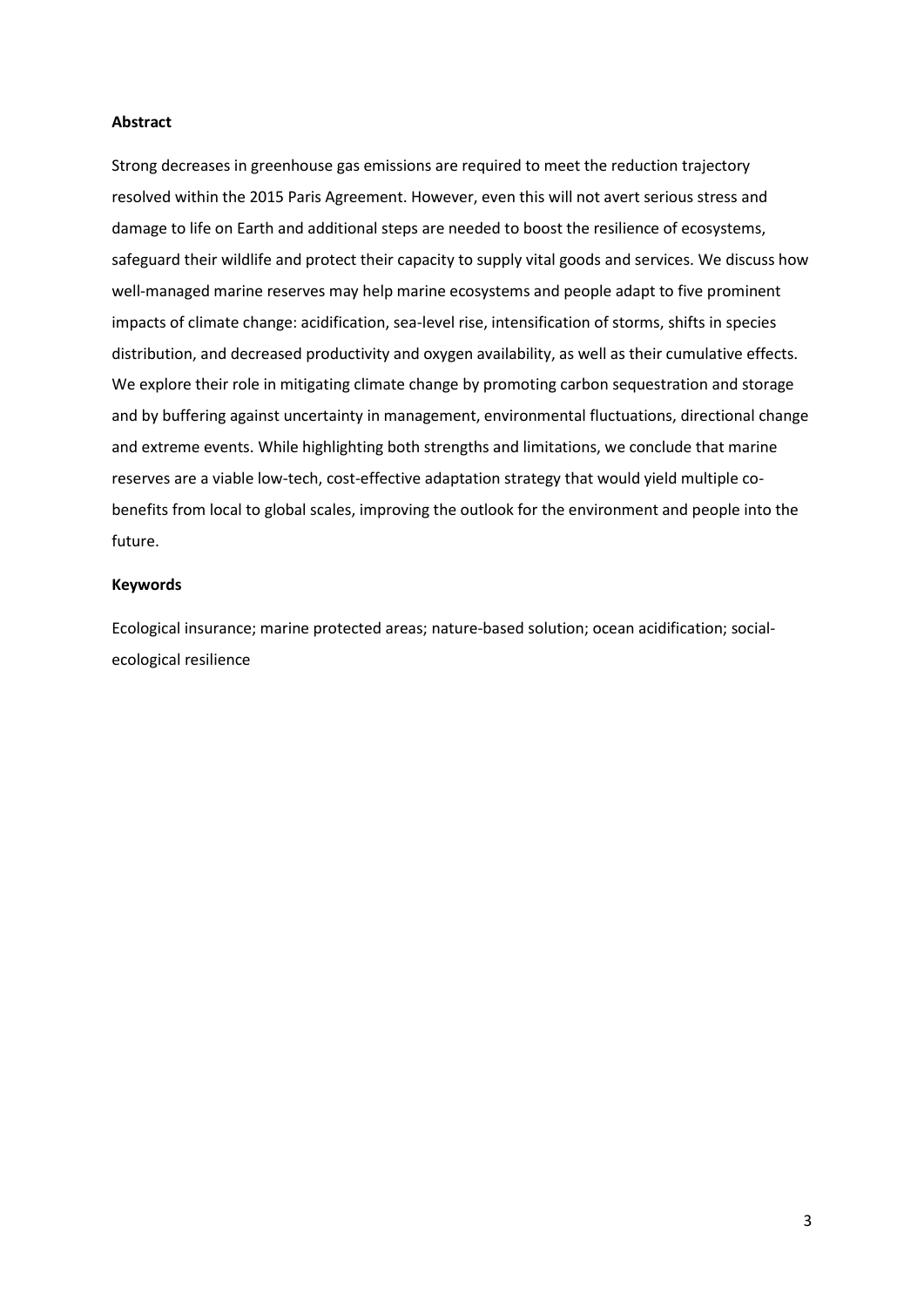## Abstract

Strong decreases in greenhouse gas emissions are required to meet the reduction trajectory resolved within the 2015 Paris Agreement. However, even this will not avert serious stress and damage to life on Earth and additional steps are needed to boost the resilience of ecosystems, safeguard their wildlife and protect their capacity to supply vital goods and services. We discuss how well-managed marine reserves may help marine ecosystems and people adapt to five prominent impacts of climate change: acidification, sea-level rise, intensification of storms, shifts in species distribution, and decreased productivity and oxygen availability, as well as their cumulative effects. We explore their role in mitigating climate change by promoting carbon sequestration and storage and by buffering against uncertainty in management, environmental fluctuations, directional change and extreme events. While highlighting both strengths and limitations, we conclude that marine reserves are a viable low-tech, cost-effective adaptation strategy that would yield multiple co-benefits from local to global scales, improving the outlook for the environment and people into the future.

## Keywords

Ecological insurance; marine protected areas; nature-based solution; ocean acidification; social-ecological resilience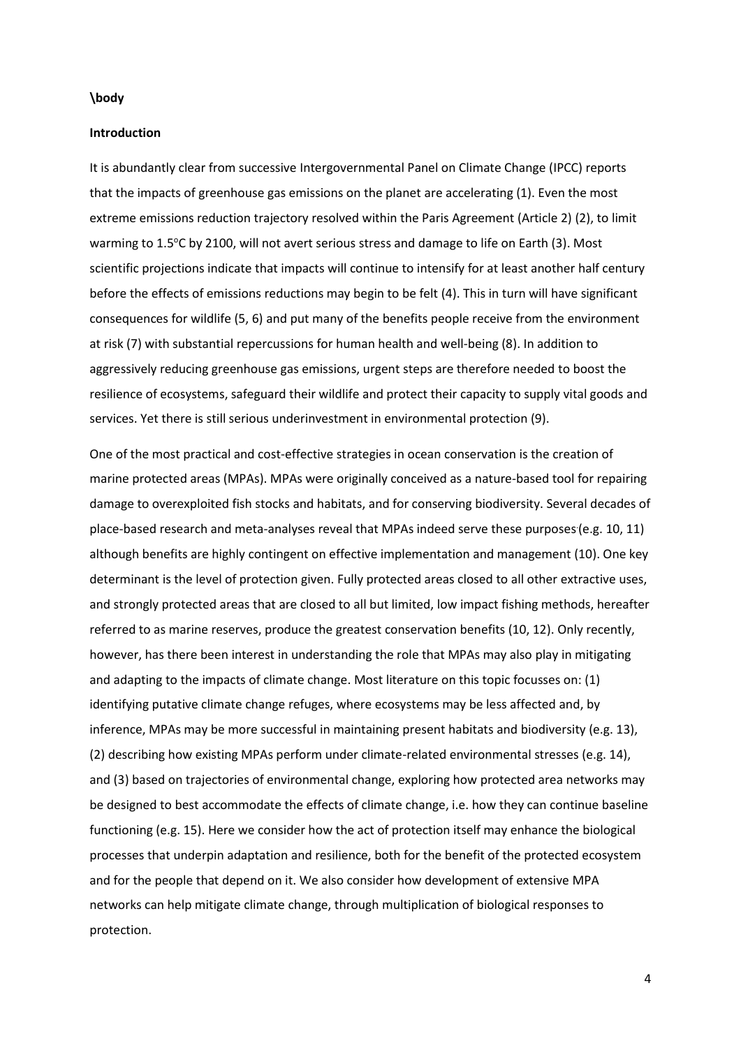**\body**

**Introduction**

It is abundantly clear from successive Intergovernmental Panel on Climate Change (IPCC) reports that the impacts of greenhouse gas emissions on the planet are accelerating (1). Even the most extreme emissions reduction trajectory resolved within the Paris Agreement (Article 2) (2), to limit warming to 1.5°C by 2100, will not avert serious stress and damage to life on Earth (3). Most scientific projections indicate that impacts will continue to intensify for at least another half century before the effects of emissions reductions may begin to be felt (4). This in turn will have significant consequences for wildlife (5, 6) and put many of the benefits people receive from the environment at risk (7) with substantial repercussions for human health and well-being (8). In addition to aggressively reducing greenhouse gas emissions, urgent steps are therefore needed to boost the resilience of ecosystems, safeguard their wildlife and protect their capacity to supply vital goods and services. Yet there is still serious underinvestment in environmental protection (9).

One of the most practical and cost-effective strategies in ocean conservation is the creation of marine protected areas (MPAs). MPAs were originally conceived as a nature-based tool for repairing damage to overexploited fish stocks and habitats, and for conserving biodiversity. Several decades of place-based research and meta-analyses reveal that MPAs indeed serve these purposes (e.g. 10, 11) although benefits are highly contingent on effective implementation and management (10). One key determinant is the level of protection given. Fully protected areas closed to all other extractive uses, and strongly protected areas that are closed to all but limited, low impact fishing methods, hereafter referred to as marine reserves, produce the greatest conservation benefits (10, 12). Only recently, however, has there been interest in understanding the role that MPAs may also play in mitigating and adapting to the impacts of climate change. Most literature on this topic focusses on: (1) identifying putative climate change refuges, where ecosystems may be less affected and, by inference, MPAs may be more successful in maintaining present habitats and biodiversity (e.g. 13), (2) describing how existing MPAs perform under climate-related environmental stresses (e.g. 14), and (3) based on trajectories of environmental change, exploring how protected area networks may be designed to best accommodate the effects of climate change, i.e. how they can continue baseline functioning (e.g. 15). Here we consider how the act of protection itself may enhance the biological processes that underpin adaptation and resilience, both for the benefit of the protected ecosystem and for the people that depend on it. We also consider how development of extensive MPA networks can help mitigate climate change, through multiplication of biological responses to protection.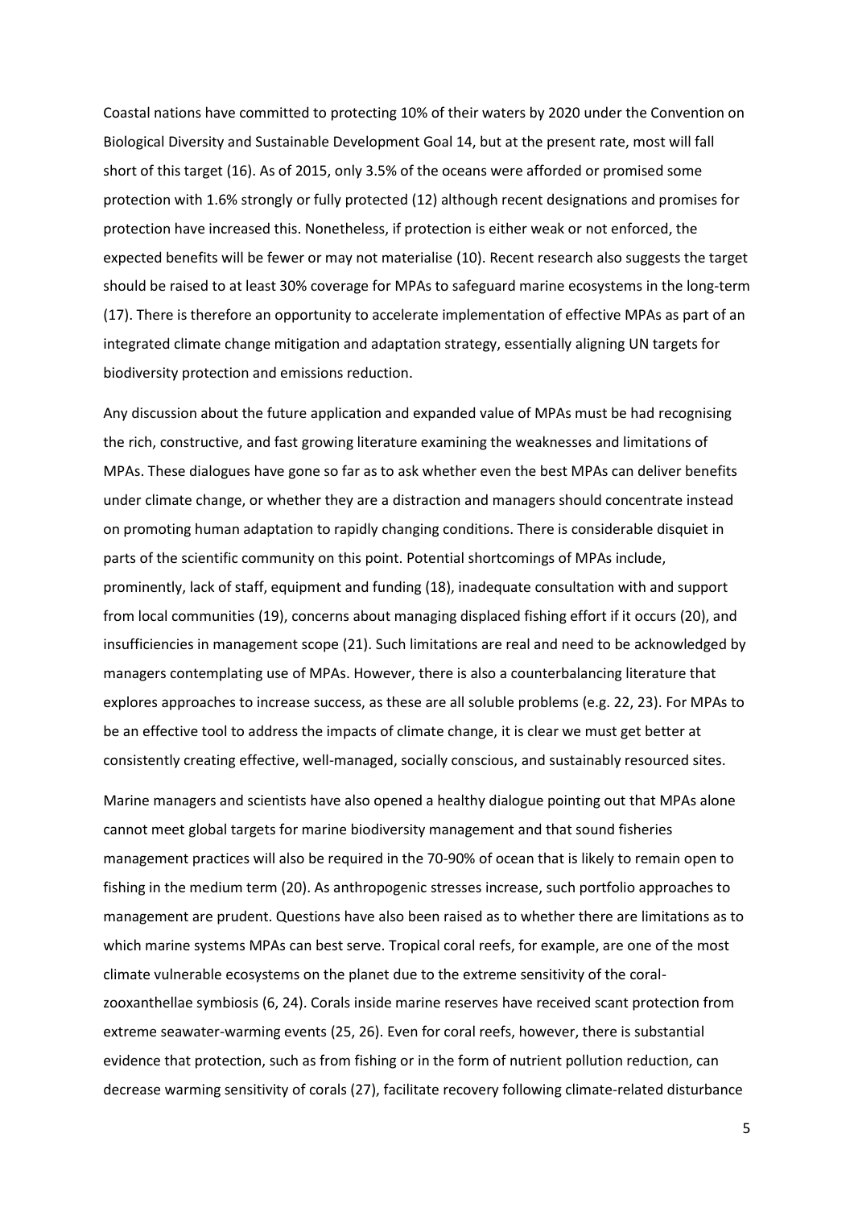Coastal nations have committed to protecting 10% of their waters by 2020 under the Convention on Biological Diversity and Sustainable Development Goal 14, but at the present rate, most will fall short of this target (16). As of 2015, only 3.5% of the oceans were afforded or promised some protection with 1.6% strongly or fully protected (12) although recent designations and promises for protection have increased this. Nonetheless, if protection is either weak or not enforced, the expected benefits will be fewer or may not materialise (10). Recent research also suggests the target should be raised to at least 30% coverage for MPAs to safeguard marine ecosystems in the long-term (17). There is therefore an opportunity to accelerate implementation of effective MPAs as part of an integrated climate change mitigation and adaptation strategy, essentially aligning UN targets for biodiversity protection and emissions reduction.

Any discussion about the future application and expanded value of MPAs must be had recognising the rich, constructive, and fast growing literature examining the weaknesses and limitations of MPAs. These dialogues have gone so far as to ask whether even the best MPAs can deliver benefits under climate change, or whether they are a distraction and managers should concentrate instead on promoting human adaptation to rapidly changing conditions. There is considerable disquiet in parts of the scientific community on this point. Potential shortcomings of MPAs include, prominently, lack of staff, equipment and funding (18), inadequate consultation with and support from local communities (19), concerns about managing displaced fishing effort if it occurs (20), and insufficiencies in management scope (21). Such limitations are real and need to be acknowledged by managers contemplating use of MPAs. However, there is also a counterbalancing literature that explores approaches to increase success, as these are all soluble problems (e.g. 22, 23). For MPAs to be an effective tool to address the impacts of climate change, it is clear we must get better at consistently creating effective, well-managed, socially conscious, and sustainably resourced sites.

Marine managers and scientists have also opened a healthy dialogue pointing out that MPAs alone cannot meet global targets for marine biodiversity management and that sound fisheries management practices will also be required in the 70-90% of ocean that is likely to remain open to fishing in the medium term (20). As anthropogenic stresses increase, such portfolio approaches to management are prudent. Questions have also been raised as to whether there are limitations as to which marine systems MPAs can best serve. Tropical coral reefs, for example, are one of the most climate vulnerable ecosystems on the planet due to the extreme sensitivity of the coral-zooxanthellae symbiosis (6, 24). Corals inside marine reserves have received scant protection from extreme seawater-warming events (25, 26). Even for coral reefs, however, there is substantial evidence that protection, such as from fishing or in the form of nutrient pollution reduction, can decrease warming sensitivity of corals (27), facilitate recovery following climate-related disturbance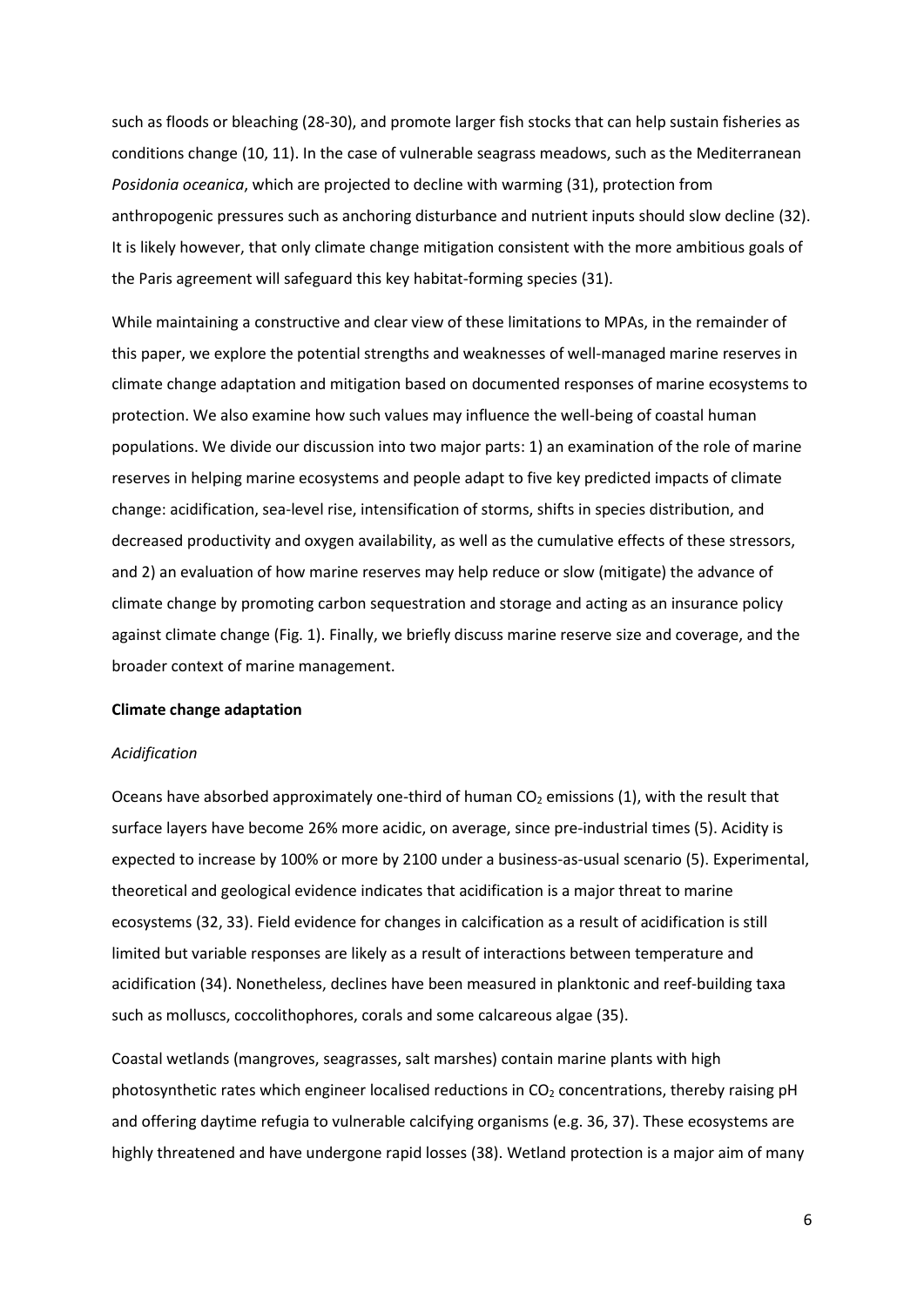such as floods or bleaching (28-30), and promote larger fish stocks that can help sustain fisheries as conditions change (10, 11). In the case of vulnerable seagrass meadows, such as the Mediterranean *Posidonia oceanica*, which are projected to decline with warming (31), protection from anthropogenic pressures such as anchoring disturbance and nutrient inputs should slow decline (32). It is likely however, that only climate change mitigation consistent with the more ambitious goals of the Paris agreement will safeguard this key habitat-forming species (31).

While maintaining a constructive and clear view of these limitations to MPAs, in the remainder of this paper, we explore the potential strengths and weaknesses of well-managed marine reserves in climate change adaptation and mitigation based on documented responses of marine ecosystems to protection. We also examine how such values may influence the well-being of coastal human populations. We divide our discussion into two major parts: 1) an examination of the role of marine reserves in helping marine ecosystems and people adapt to five key predicted impacts of climate change: acidification, sea-level rise, intensification of storms, shifts in species distribution, and decreased productivity and oxygen availability, as well as the cumulative effects of these stressors, and 2) an evaluation of how marine reserves may help reduce or slow (mitigate) the advance of climate change by promoting carbon sequestration and storage and acting as an insurance policy against climate change (Fig. 1). Finally, we briefly discuss marine reserve size and coverage, and the broader context of marine management.

**Climate change adaptation**

*Acidification*

Oceans have absorbed approximately one-third of human $CO_2$ emissions (1), with the result that surface layers have become 26% more acidic, on average, since pre-industrial times (5). Acidity is expected to increase by 100% or more by 2100 under a business-as-usual scenario (5). Experimental, theoretical and geological evidence indicates that acidification is a major threat to marine ecosystems (32, 33). Field evidence for changes in calcification as a result of acidification is still limited but variable responses are likely as a result of interactions between temperature and acidification (34). Nonetheless, declines have been measured in planktonic and reef-building taxa such as molluscs, coccolithophores, corals and some calcareous algae (35).

Coastal wetlands (mangroves, seagrasses, salt marshes) contain marine plants with high photosynthetic rates which engineer localised reductions in $CO_2$ concentrations, thereby raising pH and offering daytime refugia to vulnerable calcifying organisms (e.g. 36, 37). These ecosystems are highly threatened and have undergone rapid losses (38). Wetland protection is a major aim of many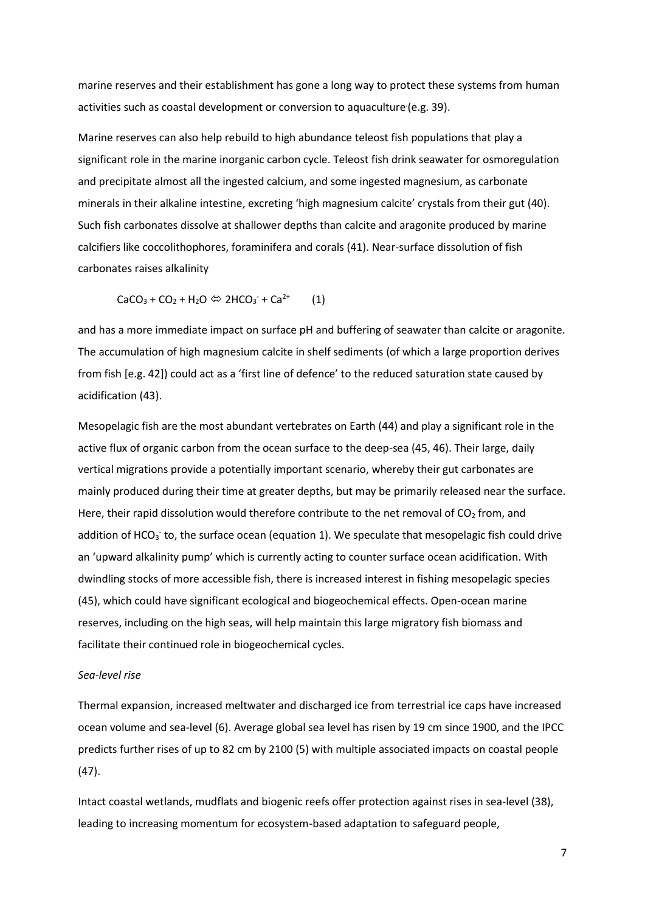marine reserves and their establishment has gone a long way to protect these systems from human activities such as coastal development or conversion to aquaculture (e.g. 39).

Marine reserves can also help rebuild to high abundance teleost fish populations that play a significant role in the marine inorganic carbon cycle. Teleost fish drink seawater for osmoregulation and precipitate almost all the ingested calcium, and some ingested magnesium, as carbonate minerals in their alkaline intestine, excreting 'high magnesium calcite' crystals from their gut (40). Such fish carbonates dissolve at shallower depths than calcite and aragonite produced by marine calcifiers like coccolithophores, foraminifera and corals (41). Near-surface dissolution of fish carbonates raises alkalinity

$$CaCO_3 + CO_2 + H_2O \Leftrightarrow 2HCO_3^- + Ca^{2+} \qquad (1)$$

and has a more immediate impact on surface pH and buffering of seawater than calcite or aragonite. The accumulation of high magnesium calcite in shelf sediments (of which a large proportion derives from fish [e.g. 42]) could act as a 'first line of defence' to the reduced saturation state caused by acidification (43).

Mesopelagic fish are the most abundant vertebrates on Earth (44) and play a significant role in the active flux of organic carbon from the ocean surface to the deep-sea (45, 46). Their large, daily vertical migrations provide a potentially important scenario, whereby their gut carbonates are mainly produced during their time at greater depths, but may be primarily released near the surface. Here, their rapid dissolution would therefore contribute to the net removal of $CO_2$ from, and addition of $HCO_3^-$ to, the surface ocean (equation 1). We speculate that mesopelagic fish could drive an 'upward alkalinity pump' which is currently acting to counter surface ocean acidification. With dwindling stocks of more accessible fish, there is increased interest in fishing mesopelagic species (45), which could have significant ecological and biogeochemical effects. Open-ocean marine reserves, including on the high seas, will help maintain this large migratory fish biomass and facilitate their continued role in biogeochemical cycles.

*Sea-level rise*

Thermal expansion, increased meltwater and discharged ice from terrestrial ice caps have increased ocean volume and sea-level (6). Average global sea level has risen by 19 cm since 1900, and the IPCC predicts further rises of up to 82 cm by 2100 (5) with multiple associated impacts on coastal people (47).

Intact coastal wetlands, mudflats and biogenic reefs offer protection against rises in sea-level (38), leading to increasing momentum for ecosystem-based adaptation to safeguard people,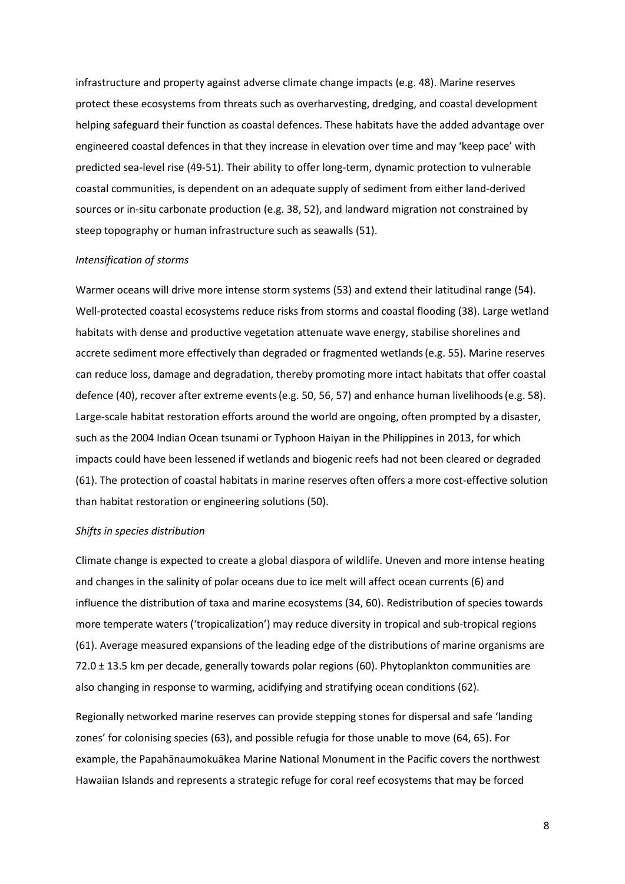infrastructure and property against adverse climate change impacts (e.g. 48). Marine reserves protect these ecosystems from threats such as overharvesting, dredging, and coastal development helping safeguard their function as coastal defences. These habitats have the added advantage over engineered coastal defences in that they increase in elevation over time and may 'keep pace' with predicted sea-level rise (49-51). Their ability to offer long-term, dynamic protection to vulnerable coastal communities, is dependent on an adequate supply of sediment from either land-derived sources or in-situ carbonate production (e.g. 38, 52), and landward migration not constrained by steep topography or human infrastructure such as seawalls (51).

*Intensification of storms*

Warmer oceans will drive more intense storm systems (53) and extend their latitudinal range (54). Well-protected coastal ecosystems reduce risks from storms and coastal flooding (38). Large wetland habitats with dense and productive vegetation attenuate wave energy, stabilise shorelines and accrete sediment more effectively than degraded or fragmented wetlands (e.g. 55). Marine reserves can reduce loss, damage and degradation, thereby promoting more intact habitats that offer coastal defence (40), recover after extreme events (e.g. 50, 56, 57) and enhance human livelihoods (e.g. 58). Large-scale habitat restoration efforts around the world are ongoing, often prompted by a disaster, such as the 2004 Indian Ocean tsunami or Typhoon Haiyan in the Philippines in 2013, for which impacts could have been lessened if wetlands and biogenic reefs had not been cleared or degraded (61). The protection of coastal habitats in marine reserves often offers a more cost-effective solution than habitat restoration or engineering solutions (50).

*Shifts in species distribution*

Climate change is expected to create a global diaspora of wildlife. Uneven and more intense heating and changes in the salinity of polar oceans due to ice melt will affect ocean currents (6) and influence the distribution of taxa and marine ecosystems (34, 60). Redistribution of species towards more temperate waters ('tropicalization') may reduce diversity in tropical and sub-tropical regions (61). Average measured expansions of the leading edge of the distributions of marine organisms are 72.0 ± 13.5 km per decade, generally towards polar regions (60). Phytoplankton communities are also changing in response to warming, acidifying and stratifying ocean conditions (62).

Regionally networked marine reserves can provide stepping stones for dispersal and safe 'landing zones' for colonising species (63), and possible refugia for those unable to move (64, 65). For example, the Papahānaumokuākea Marine National Monument in the Pacific covers the northwest Hawaiian Islands and represents a strategic refuge for coral reef ecosystems that may be forced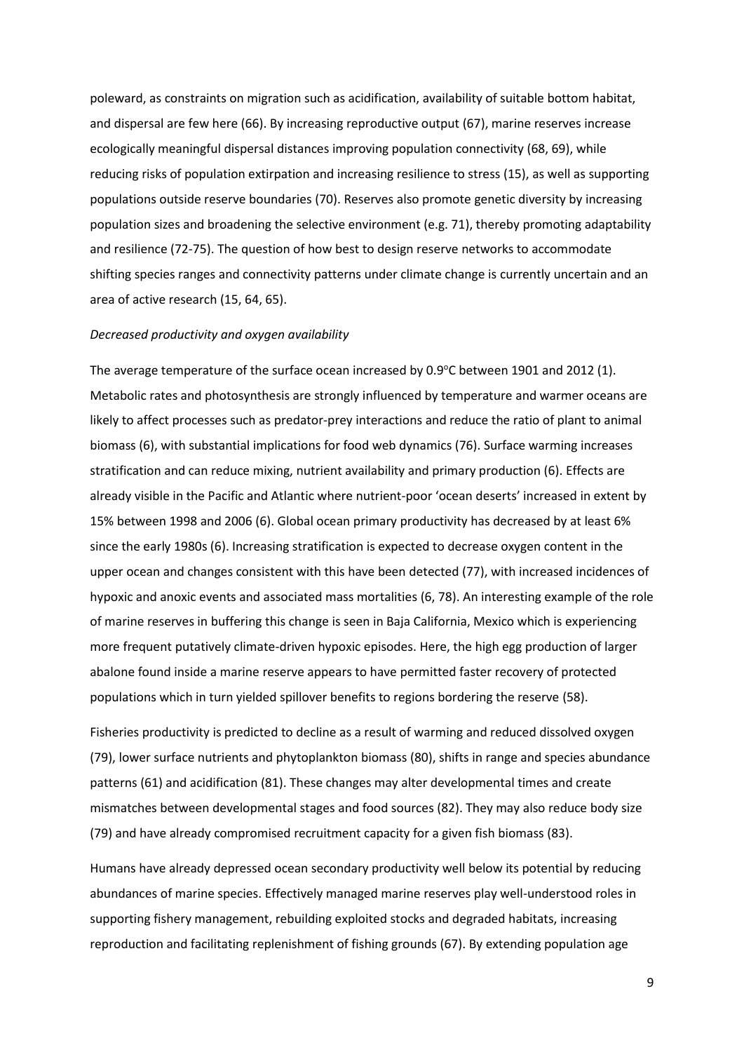poleward, as constraints on migration such as acidification, availability of suitable bottom habitat, and dispersal are few here (66). By increasing reproductive output (67), marine reserves increase ecologically meaningful dispersal distances improving population connectivity (68, 69), while reducing risks of population extirpation and increasing resilience to stress (15), as well as supporting populations outside reserve boundaries (70). Reserves also promote genetic diversity by increasing population sizes and broadening the selective environment (e.g. 71), thereby promoting adaptability and resilience (72-75). The question of how best to design reserve networks to accommodate shifting species ranges and connectivity patterns under climate change is currently uncertain and an area of active research (15, 64, 65).

*Decreased productivity and oxygen availability*

The average temperature of the surface ocean increased by 0.9°C between 1901 and 2012 (1). Metabolic rates and photosynthesis are strongly influenced by temperature and warmer oceans are likely to affect processes such as predator-prey interactions and reduce the ratio of plant to animal biomass (6), with substantial implications for food web dynamics (76). Surface warming increases stratification and can reduce mixing, nutrient availability and primary production (6). Effects are already visible in the Pacific and Atlantic where nutrient-poor 'ocean deserts' increased in extent by 15% between 1998 and 2006 (6). Global ocean primary productivity has decreased by at least 6% since the early 1980s (6). Increasing stratification is expected to decrease oxygen content in the upper ocean and changes consistent with this have been detected (77), with increased incidences of hypoxic and anoxic events and associated mass mortalities (6, 78). An interesting example of the role of marine reserves in buffering this change is seen in Baja California, Mexico which is experiencing more frequent putatively climate-driven hypoxic episodes. Here, the high egg production of larger abalone found inside a marine reserve appears to have permitted faster recovery of protected populations which in turn yielded spillover benefits to regions bordering the reserve (58).

Fisheries productivity is predicted to decline as a result of warming and reduced dissolved oxygen (79), lower surface nutrients and phytoplankton biomass (80), shifts in range and species abundance patterns (61) and acidification (81). These changes may alter developmental times and create mismatches between developmental stages and food sources (82). They may also reduce body size (79) and have already compromised recruitment capacity for a given fish biomass (83).

Humans have already depressed ocean secondary productivity well below its potential by reducing abundances of marine species. Effectively managed marine reserves play well-understood roles in supporting fishery management, rebuilding exploited stocks and degraded habitats, increasing reproduction and facilitating replenishment of fishing grounds (67). By extending population age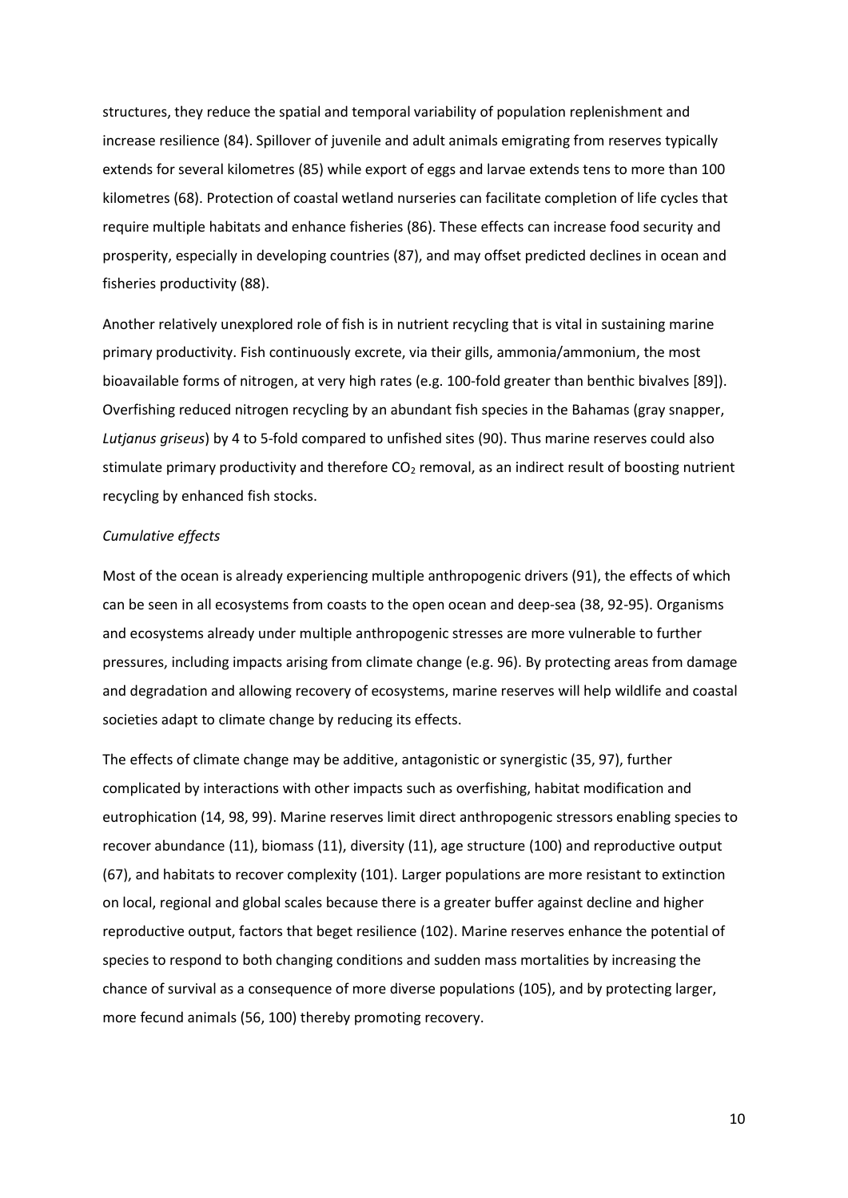structures, they reduce the spatial and temporal variability of population replenishment and increase resilience (84). Spillover of juvenile and adult animals emigrating from reserves typically extends for several kilometres (85) while export of eggs and larvae extends tens to more than 100 kilometres (68). Protection of coastal wetland nurseries can facilitate completion of life cycles that require multiple habitats and enhance fisheries (86). These effects can increase food security and prosperity, especially in developing countries (87), and may offset predicted declines in ocean and fisheries productivity (88).

Another relatively unexplored role of fish is in nutrient recycling that is vital in sustaining marine primary productivity. Fish continuously excrete, via their gills, ammonia/ammonium, the most bioavailable forms of nitrogen, at very high rates (e.g. 100-fold greater than benthic bivalves [89]). Overfishing reduced nitrogen recycling by an abundant fish species in the Bahamas (gray snapper, *Lutjanus griseus*) by 4 to 5-fold compared to unfished sites (90). Thus marine reserves could also stimulate primary productivity and therefore $CO_2$ removal, as an indirect result of boosting nutrient recycling by enhanced fish stocks.

*Cumulative effects*

Most of the ocean is already experiencing multiple anthropogenic drivers (91), the effects of which can be seen in all ecosystems from coasts to the open ocean and deep-sea (38, 92-95). Organisms and ecosystems already under multiple anthropogenic stresses are more vulnerable to further pressures, including impacts arising from climate change (e.g. 96). By protecting areas from damage and degradation and allowing recovery of ecosystems, marine reserves will help wildlife and coastal societies adapt to climate change by reducing its effects.

The effects of climate change may be additive, antagonistic or synergistic (35, 97), further complicated by interactions with other impacts such as overfishing, habitat modification and eutrophication (14, 98, 99). Marine reserves limit direct anthropogenic stressors enabling species to recover abundance (11), biomass (11), diversity (11), age structure (100) and reproductive output (67), and habitats to recover complexity (101). Larger populations are more resistant to extinction on local, regional and global scales because there is a greater buffer against decline and higher reproductive output, factors that beget resilience (102). Marine reserves enhance the potential of species to respond to both changing conditions and sudden mass mortalities by increasing the chance of survival as a consequence of more diverse populations (105), and by protecting larger, more fecund animals (56, 100) thereby promoting recovery.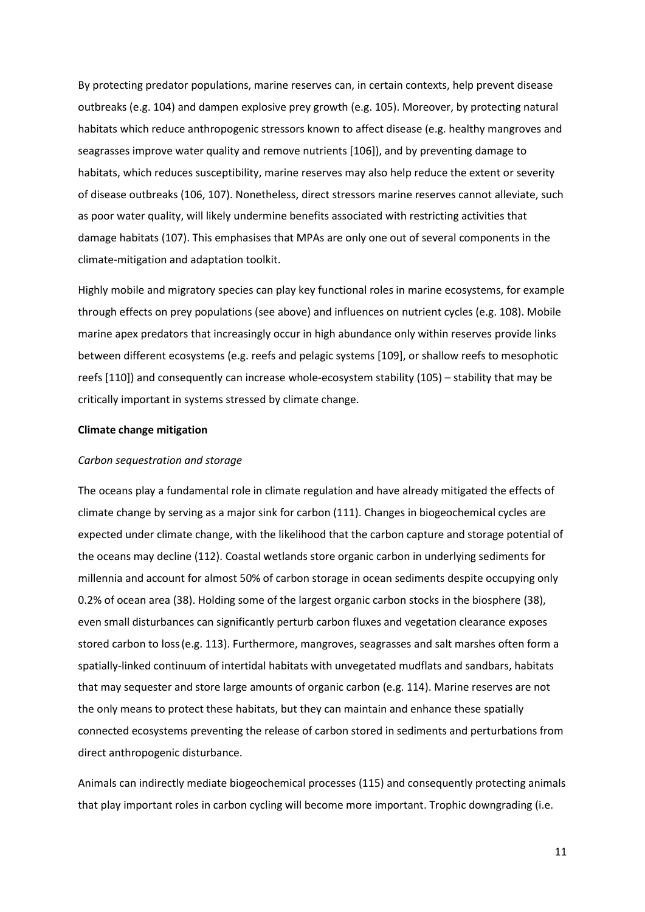By protecting predator populations, marine reserves can, in certain contexts, help prevent disease outbreaks (e.g. 104) and dampen explosive prey growth (e.g. 105). Moreover, by protecting natural habitats which reduce anthropogenic stressors known to affect disease (e.g. healthy mangroves and seagrasses improve water quality and remove nutrients [106]), and by preventing damage to habitats, which reduces susceptibility, marine reserves may also help reduce the extent or severity of disease outbreaks (106, 107). Nonetheless, direct stressors marine reserves cannot alleviate, such as poor water quality, will likely undermine benefits associated with restricting activities that damage habitats (107). This emphasises that MPAs are only one out of several components in the climate-mitigation and adaptation toolkit.

Highly mobile and migratory species can play key functional roles in marine ecosystems, for example through effects on prey populations (see above) and influences on nutrient cycles (e.g. 108). Mobile marine apex predators that increasingly occur in high abundance only within reserves provide links between different ecosystems (e.g. reefs and pelagic systems [109], or shallow reefs to mesophotic reefs [110]) and consequently can increase whole-ecosystem stability (105) – stability that may be critically important in systems stressed by climate change.

**Climate change mitigation**

*Carbon sequestration and storage*

The oceans play a fundamental role in climate regulation and have already mitigated the effects of climate change by serving as a major sink for carbon (111). Changes in biogeochemical cycles are expected under climate change, with the likelihood that the carbon capture and storage potential of the oceans may decline (112). Coastal wetlands store organic carbon in underlying sediments for millennia and account for almost 50% of carbon storage in ocean sediments despite occupying only 0.2% of ocean area (38). Holding some of the largest organic carbon stocks in the biosphere (38), even small disturbances can significantly perturb carbon fluxes and vegetation clearance exposes stored carbon to loss (e.g. 113). Furthermore, mangroves, seagrasses and salt marshes often form a spatially-linked continuum of intertidal habitats with unvegetated mudflats and sandbars, habitats that may sequester and store large amounts of organic carbon (e.g. 114). Marine reserves are not the only means to protect these habitats, but they can maintain and enhance these spatially connected ecosystems preventing the release of carbon stored in sediments and perturbations from direct anthropogenic disturbance.

Animals can indirectly mediate biogeochemical processes (115) and consequently protecting animals that play important roles in carbon cycling will become more important. Trophic downgrading (i.e.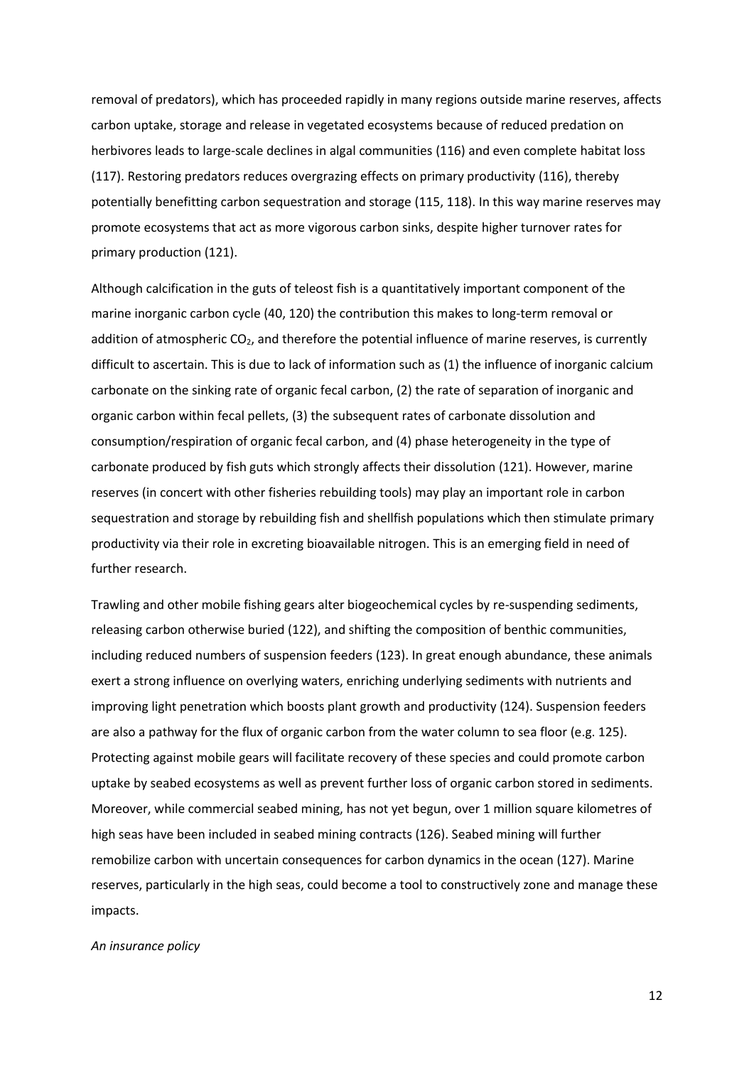removal of predators), which has proceeded rapidly in many regions outside marine reserves, affects carbon uptake, storage and release in vegetated ecosystems because of reduced predation on herbivores leads to large-scale declines in algal communities (116) and even complete habitat loss (117). Restoring predators reduces overgrazing effects on primary productivity (116), thereby potentially benefitting carbon sequestration and storage (115, 118). In this way marine reserves may promote ecosystems that act as more vigorous carbon sinks, despite higher turnover rates for primary production (121).

Although calcification in the guts of teleost fish is a quantitatively important component of the marine inorganic carbon cycle (40, 120) the contribution this makes to long-term removal or addition of atmospheric $CO_2$, and therefore the potential influence of marine reserves, is currently difficult to ascertain. This is due to lack of information such as (1) the influence of inorganic calcium carbonate on the sinking rate of organic fecal carbon, (2) the rate of separation of inorganic and organic carbon within fecal pellets, (3) the subsequent rates of carbonate dissolution and consumption/respiration of organic fecal carbon, and (4) phase heterogeneity in the type of carbonate produced by fish guts which strongly affects their dissolution (121). However, marine reserves (in concert with other fisheries rebuilding tools) may play an important role in carbon sequestration and storage by rebuilding fish and shellfish populations which then stimulate primary productivity via their role in excreting bioavailable nitrogen. This is an emerging field in need of further research.

Trawling and other mobile fishing gears alter biogeochemical cycles by re-suspending sediments, releasing carbon otherwise buried (122), and shifting the composition of benthic communities, including reduced numbers of suspension feeders (123). In great enough abundance, these animals exert a strong influence on overlying waters, enriching underlying sediments with nutrients and improving light penetration which boosts plant growth and productivity (124). Suspension feeders are also a pathway for the flux of organic carbon from the water column to sea floor (e.g. 125). Protecting against mobile gears will facilitate recovery of these species and could promote carbon uptake by seabed ecosystems as well as prevent further loss of organic carbon stored in sediments. Moreover, while commercial seabed mining, has not yet begun, over 1 million square kilometres of high seas have been included in seabed mining contracts (126). Seabed mining will further remobilize carbon with uncertain consequences for carbon dynamics in the ocean (127). Marine reserves, particularly in the high seas, could become a tool to constructively zone and manage these impacts.

*An insurance policy*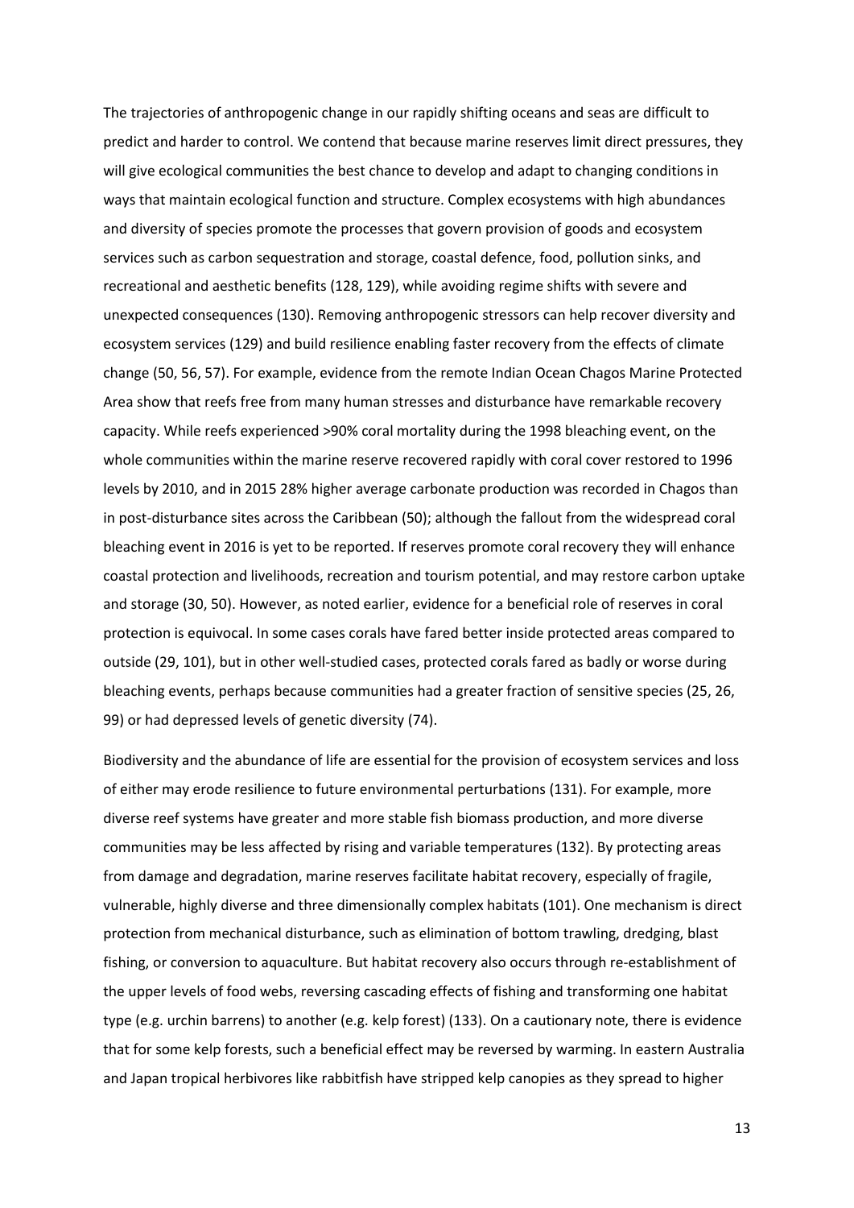The trajectories of anthropogenic change in our rapidly shifting oceans and seas are difficult to predict and harder to control. We contend that because marine reserves limit direct pressures, they will give ecological communities the best chance to develop and adapt to changing conditions in ways that maintain ecological function and structure. Complex ecosystems with high abundances and diversity of species promote the processes that govern provision of goods and ecosystem services such as carbon sequestration and storage, coastal defence, food, pollution sinks, and recreational and aesthetic benefits (128, 129), while avoiding regime shifts with severe and unexpected consequences (130). Removing anthropogenic stressors can help recover diversity and ecosystem services (129) and build resilience enabling faster recovery from the effects of climate change (50, 56, 57). For example, evidence from the remote Indian Ocean Chagos Marine Protected Area show that reefs free from many human stresses and disturbance have remarkable recovery capacity. While reefs experienced >90% coral mortality during the 1998 bleaching event, on the whole communities within the marine reserve recovered rapidly with coral cover restored to 1996 levels by 2010, and in 2015 28% higher average carbonate production was recorded in Chagos than in post-disturbance sites across the Caribbean (50); although the fallout from the widespread coral bleaching event in 2016 is yet to be reported. If reserves promote coral recovery they will enhance coastal protection and livelihoods, recreation and tourism potential, and may restore carbon uptake and storage (30, 50). However, as noted earlier, evidence for a beneficial role of reserves in coral protection is equivocal. In some cases corals have fared better inside protected areas compared to outside (29, 101), but in other well-studied cases, protected corals fared as badly or worse during bleaching events, perhaps because communities had a greater fraction of sensitive species (25, 26, 99) or had depressed levels of genetic diversity (74).

Biodiversity and the abundance of life are essential for the provision of ecosystem services and loss of either may erode resilience to future environmental perturbations (131). For example, more diverse reef systems have greater and more stable fish biomass production, and more diverse communities may be less affected by rising and variable temperatures (132). By protecting areas from damage and degradation, marine reserves facilitate habitat recovery, especially of fragile, vulnerable, highly diverse and three dimensionally complex habitats (101). One mechanism is direct protection from mechanical disturbance, such as elimination of bottom trawling, dredging, blast fishing, or conversion to aquaculture. But habitat recovery also occurs through re-establishment of the upper levels of food webs, reversing cascading effects of fishing and transforming one habitat type (e.g. urchin barrens) to another (e.g. kelp forest) (133). On a cautionary note, there is evidence that for some kelp forests, such a beneficial effect may be reversed by warming. In eastern Australia and Japan tropical herbivores like rabbitfish have stripped kelp canopies as they spread to higher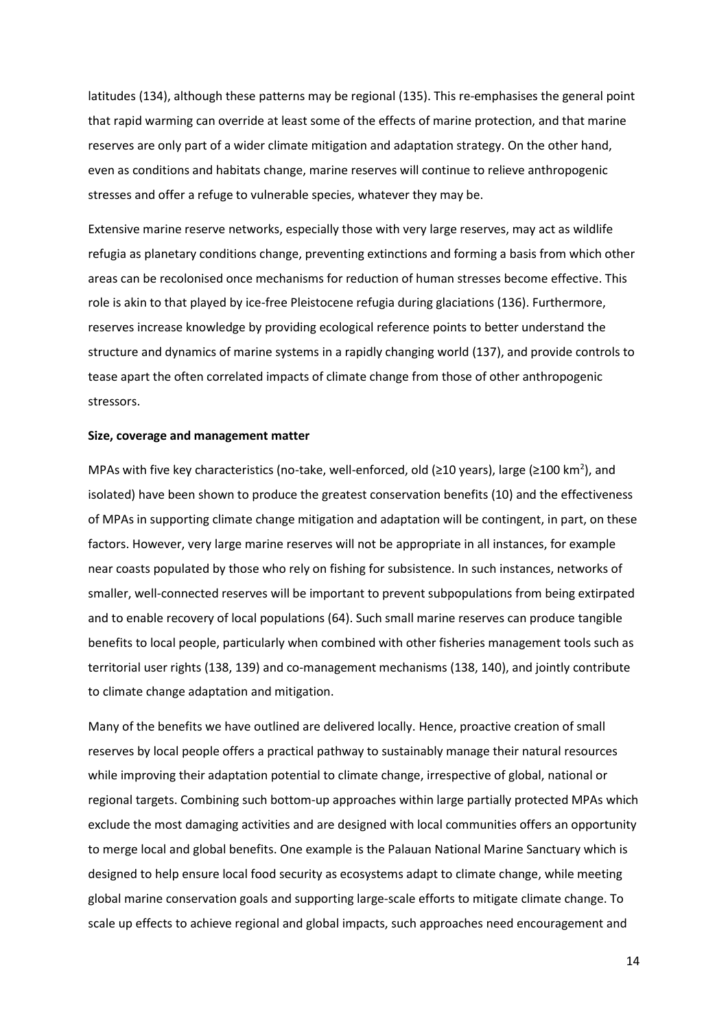latitudes (134), although these patterns may be regional (135). This re-emphasises the general point that rapid warming can override at least some of the effects of marine protection, and that marine reserves are only part of a wider climate mitigation and adaptation strategy. On the other hand, even as conditions and habitats change, marine reserves will continue to relieve anthropogenic stresses and offer a refuge to vulnerable species, whatever they may be.

Extensive marine reserve networks, especially those with very large reserves, may act as wildlife refugia as planetary conditions change, preventing extinctions and forming a basis from which other areas can be recolonised once mechanisms for reduction of human stresses become effective. This role is akin to that played by ice-free Pleistocene refugia during glaciations (136). Furthermore, reserves increase knowledge by providing ecological reference points to better understand the structure and dynamics of marine systems in a rapidly changing world (137), and provide controls to tease apart the often correlated impacts of climate change from those of other anthropogenic stressors.

**Size, coverage and management matter**

MPAs with five key characteristics (no-take, well-enforced, old (≥10 years), large (≥100 km$^2$), and isolated) have been shown to produce the greatest conservation benefits (10) and the effectiveness of MPAs in supporting climate change mitigation and adaptation will be contingent, in part, on these factors. However, very large marine reserves will not be appropriate in all instances, for example near coasts populated by those who rely on fishing for subsistence. In such instances, networks of smaller, well-connected reserves will be important to prevent subpopulations from being extirpated and to enable recovery of local populations (64). Such small marine reserves can produce tangible benefits to local people, particularly when combined with other fisheries management tools such as territorial user rights (138, 139) and co-management mechanisms (138, 140), and jointly contribute to climate change adaptation and mitigation.

Many of the benefits we have outlined are delivered locally. Hence, proactive creation of small reserves by local people offers a practical pathway to sustainably manage their natural resources while improving their adaptation potential to climate change, irrespective of global, national or regional targets. Combining such bottom-up approaches within large partially protected MPAs which exclude the most damaging activities and are designed with local communities offers an opportunity to merge local and global benefits. One example is the Palauan National Marine Sanctuary which is designed to help ensure local food security as ecosystems adapt to climate change, while meeting global marine conservation goals and supporting large-scale efforts to mitigate climate change. To scale up effects to achieve regional and global impacts, such approaches need encouragement and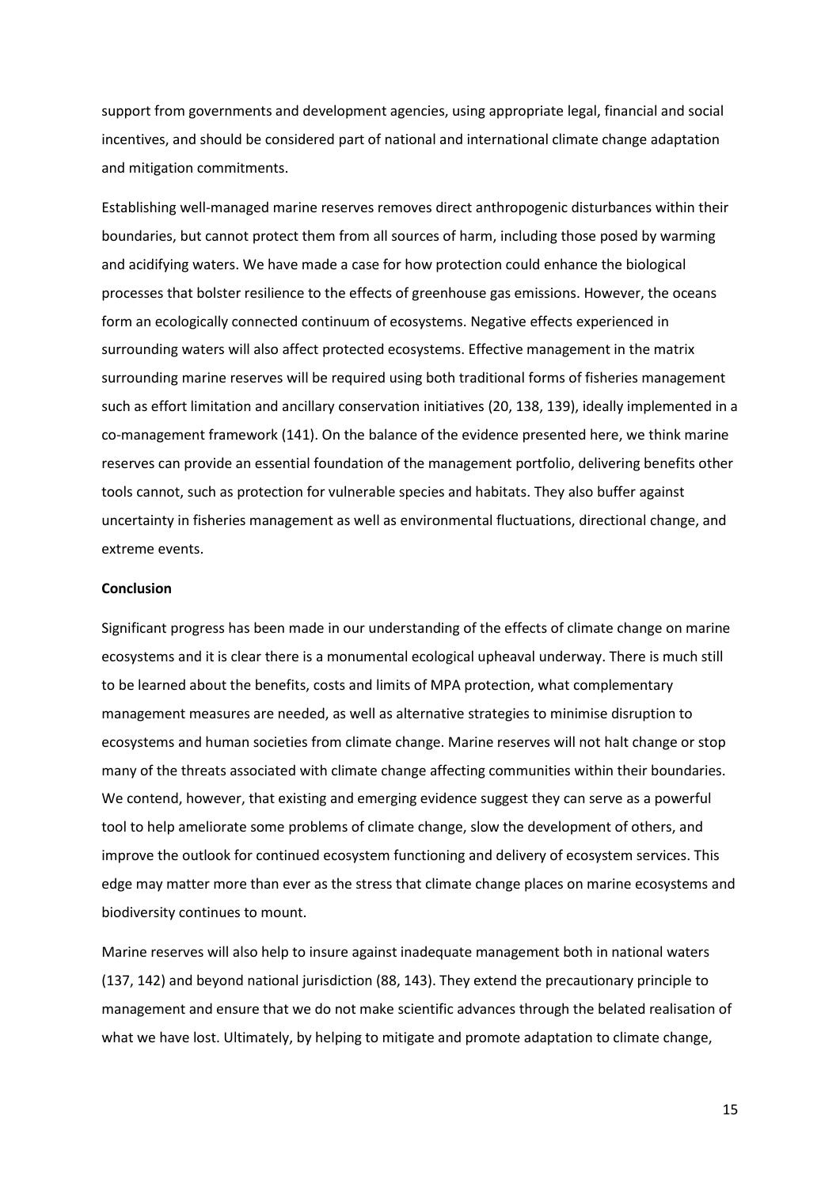support from governments and development agencies, using appropriate legal, financial and social incentives, and should be considered part of national and international climate change adaptation and mitigation commitments.

Establishing well-managed marine reserves removes direct anthropogenic disturbances within their boundaries, but cannot protect them from all sources of harm, including those posed by warming and acidifying waters. We have made a case for how protection could enhance the biological processes that bolster resilience to the effects of greenhouse gas emissions. However, the oceans form an ecologically connected continuum of ecosystems. Negative effects experienced in surrounding waters will also affect protected ecosystems. Effective management in the matrix surrounding marine reserves will be required using both traditional forms of fisheries management such as effort limitation and ancillary conservation initiatives (20, 138, 139), ideally implemented in a co-management framework (141). On the balance of the evidence presented here, we think marine reserves can provide an essential foundation of the management portfolio, delivering benefits other tools cannot, such as protection for vulnerable species and habitats. They also buffer against uncertainty in fisheries management as well as environmental fluctuations, directional change, and extreme events.

**Conclusion**

Significant progress has been made in our understanding of the effects of climate change on marine ecosystems and it is clear there is a monumental ecological upheaval underway. There is much still to be learned about the benefits, costs and limits of MPA protection, what complementary management measures are needed, as well as alternative strategies to minimise disruption to ecosystems and human societies from climate change. Marine reserves will not halt change or stop many of the threats associated with climate change affecting communities within their boundaries. We contend, however, that existing and emerging evidence suggest they can serve as a powerful tool to help ameliorate some problems of climate change, slow the development of others, and improve the outlook for continued ecosystem functioning and delivery of ecosystem services. This edge may matter more than ever as the stress that climate change places on marine ecosystems and biodiversity continues to mount.

Marine reserves will also help to insure against inadequate management both in national waters (137, 142) and beyond national jurisdiction (88, 143). They extend the precautionary principle to management and ensure that we do not make scientific advances through the belated realisation of what we have lost. Ultimately, by helping to mitigate and promote adaptation to climate change,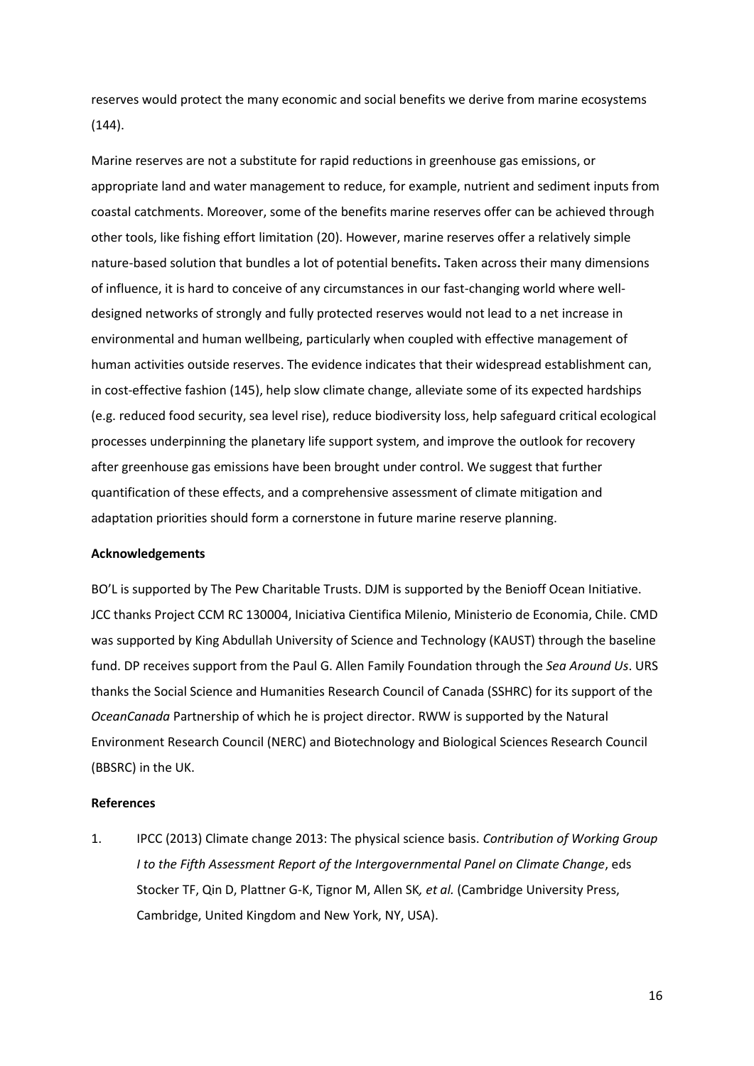reserves would protect the many economic and social benefits we derive from marine ecosystems (144).

Marine reserves are not a substitute for rapid reductions in greenhouse gas emissions, or appropriate land and water management to reduce, for example, nutrient and sediment inputs from coastal catchments. Moreover, some of the benefits marine reserves offer can be achieved through other tools, like fishing effort limitation (20). However, marine reserves offer a relatively simple nature-based solution that bundles a lot of potential benefits**.** Taken across their many dimensions of influence, it is hard to conceive of any circumstances in our fast-changing world where well-designed networks of strongly and fully protected reserves would not lead to a net increase in environmental and human wellbeing, particularly when coupled with effective management of human activities outside reserves. The evidence indicates that their widespread establishment can, in cost-effective fashion (145), help slow climate change, alleviate some of its expected hardships (e.g. reduced food security, sea level rise), reduce biodiversity loss, help safeguard critical ecological processes underpinning the planetary life support system, and improve the outlook for recovery after greenhouse gas emissions have been brought under control. We suggest that further quantification of these effects, and a comprehensive assessment of climate mitigation and adaptation priorities should form a cornerstone in future marine reserve planning.

**Acknowledgements**

BO'L is supported by The Pew Charitable Trusts. DJM is supported by the Benioff Ocean Initiative. JCC thanks Project CCM RC 130004, Iniciativa Cientifica Milenio, Ministerio de Economia, Chile. CMD was supported by King Abdullah University of Science and Technology (KAUST) through the baseline fund. DP receives support from the Paul G. Allen Family Foundation through the *Sea Around Us*. URS thanks the Social Science and Humanities Research Council of Canada (SSHRC) for its support of the *OceanCanada* Partnership of which he is project director. RWW is supported by the Natural Environment Research Council (NERC) and Biotechnology and Biological Sciences Research Council (BBSRC) in the UK.

**References**

1. IPCC (2013) Climate change 2013: The physical science basis. *Contribution of Working Group I to the Fifth Assessment Report of the Intergovernmental Panel on Climate Change*, eds Stocker TF, Qin D, Plattner G-K, Tignor M, Allen SK*, et al.* (Cambridge University Press, Cambridge, United Kingdom and New York, NY, USA).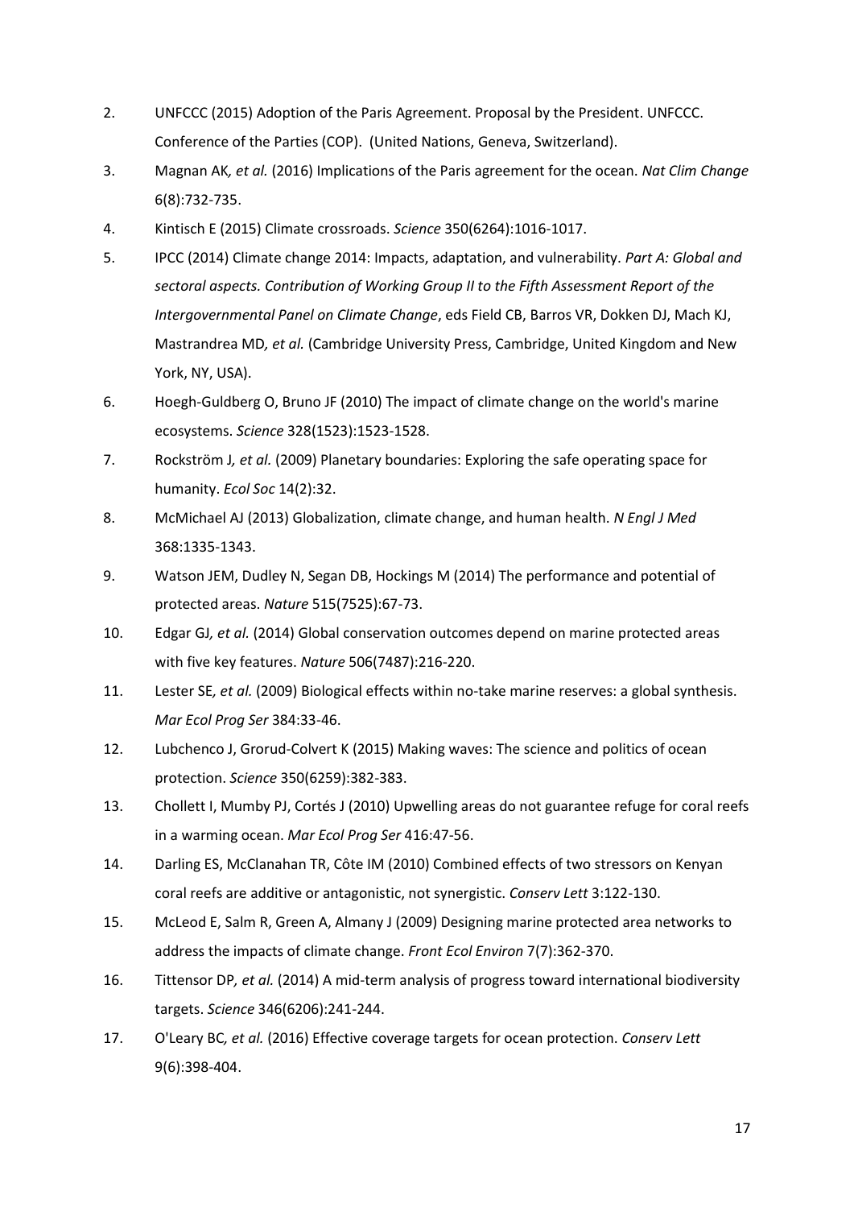2. UNFCCC (2015) Adoption of the Paris Agreement. Proposal by the President. UNFCCC. Conference of the Parties (COP). (United Nations, Geneva, Switzerland).
3. Magnan AK*, et al.* (2016) Implications of the Paris agreement for the ocean. *Nat Clim Change* 6(8):732-735.
4. Kintisch E (2015) Climate crossroads. *Science* 350(6264):1016-1017.
5. IPCC (2014) Climate change 2014: Impacts, adaptation, and vulnerability. *Part A: Global and sectoral aspects. Contribution of Working Group II to the Fifth Assessment Report of the Intergovernmental Panel on Climate Change*, eds Field CB, Barros VR, Dokken DJ, Mach KJ, Mastrandrea MD*, et al.* (Cambridge University Press, Cambridge, United Kingdom and New York, NY, USA).
6. Hoegh-Guldberg O, Bruno JF (2010) The impact of climate change on the world's marine ecosystems. *Science* 328(1523):1523-1528.
7. Rockström J*, et al.* (2009) Planetary boundaries: Exploring the safe operating space for humanity. *Ecol Soc* 14(2):32.
8. McMichael AJ (2013) Globalization, climate change, and human health. *N Engl J Med* 368:1335-1343.
9. Watson JEM, Dudley N, Segan DB, Hockings M (2014) The performance and potential of protected areas. *Nature* 515(7525):67-73.
10. Edgar GJ*, et al.* (2014) Global conservation outcomes depend on marine protected areas with five key features. *Nature* 506(7487):216-220.
11. Lester SE*, et al.* (2009) Biological effects within no-take marine reserves: a global synthesis. *Mar Ecol Prog Ser* 384:33-46.
12. Lubchenco J, Grorud-Colvert K (2015) Making waves: The science and politics of ocean protection. *Science* 350(6259):382-383.
13. Chollett I, Mumby PJ, Cortés J (2010) Upwelling areas do not guarantee refuge for coral reefs in a warming ocean. *Mar Ecol Prog Ser* 416:47-56.
14. Darling ES, McClanahan TR, Côte IM (2010) Combined effects of two stressors on Kenyan coral reefs are additive or antagonistic, not synergistic. *Conserv Lett* 3:122-130.
15. McLeod E, Salm R, Green A, Almany J (2009) Designing marine protected area networks to address the impacts of climate change. *Front Ecol Environ* 7(7):362-370.
16. Tittensor DP*, et al.* (2014) A mid-term analysis of progress toward international biodiversity targets. *Science* 346(6206):241-244.
17. O'Leary BC*, et al.* (2016) Effective coverage targets for ocean protection. *Conserv Lett* 9(6):398-404.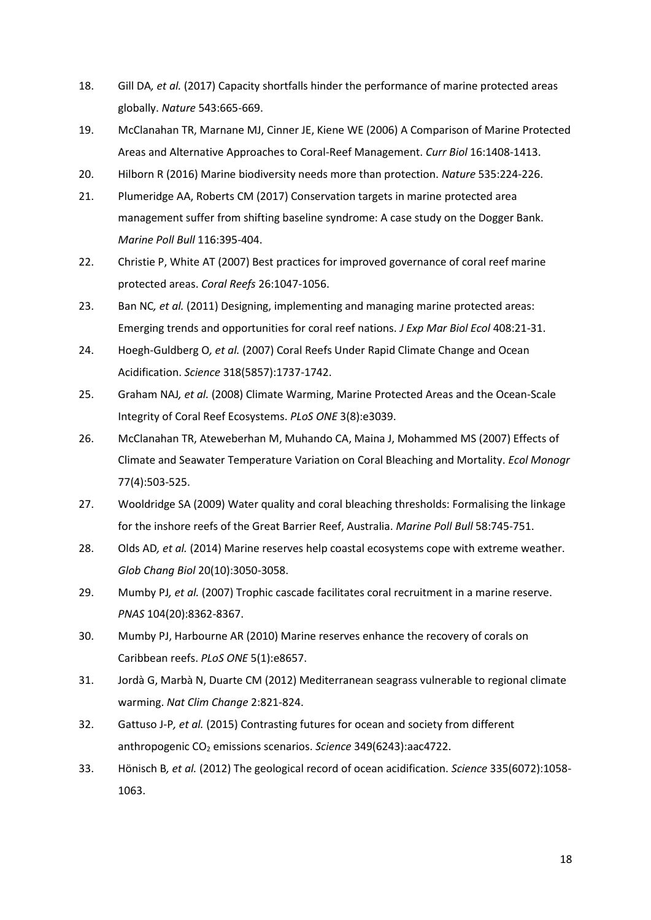18. Gill DA*, et al.* (2017) Capacity shortfalls hinder the performance of marine protected areas globally. *Nature* 543:665-669.
19. McClanahan TR, Marnane MJ, Cinner JE, Kiene WE (2006) A Comparison of Marine Protected Areas and Alternative Approaches to Coral-Reef Management. *Curr Biol* 16:1408-1413.
20. Hilborn R (2016) Marine biodiversity needs more than protection. *Nature* 535:224-226.
21. Plumeridge AA, Roberts CM (2017) Conservation targets in marine protected area management suffer from shifting baseline syndrome: A case study on the Dogger Bank. *Marine Poll Bull* 116:395-404.
22. Christie P, White AT (2007) Best practices for improved governance of coral reef marine protected areas. *Coral Reefs* 26:1047-1056.
23. Ban NC*, et al.* (2011) Designing, implementing and managing marine protected areas: Emerging trends and opportunities for coral reef nations. *J Exp Mar Biol Ecol* 408:21-31.
24. Hoegh-Guldberg O*, et al.* (2007) Coral Reefs Under Rapid Climate Change and Ocean Acidification. *Science* 318(5857):1737-1742.
25. Graham NAJ*, et al.* (2008) Climate Warming, Marine Protected Areas and the Ocean-Scale Integrity of Coral Reef Ecosystems. *PLoS ONE* 3(8):e3039.
26. McClanahan TR, Ateweberhan M, Muhando CA, Maina J, Mohammed MS (2007) Effects of Climate and Seawater Temperature Variation on Coral Bleaching and Mortality. *Ecol Monogr* 77(4):503-525.
27. Wooldridge SA (2009) Water quality and coral bleaching thresholds: Formalising the linkage for the inshore reefs of the Great Barrier Reef, Australia. *Marine Poll Bull* 58:745-751.
28. Olds AD*, et al.* (2014) Marine reserves help coastal ecosystems cope with extreme weather. *Glob Chang Biol* 20(10):3050-3058.
29. Mumby PJ*, et al.* (2007) Trophic cascade facilitates coral recruitment in a marine reserve. *PNAS* 104(20):8362-8367.
30. Mumby PJ, Harbourne AR (2010) Marine reserves enhance the recovery of corals on Caribbean reefs. *PLoS ONE* 5(1):e8657.
31. Jordà G, Marbà N, Duarte CM (2012) Mediterranean seagrass vulnerable to regional climate warming. *Nat Clim Change* 2:821-824.
32. Gattuso J-P*, et al.* (2015) Contrasting futures for ocean and society from different anthropogenic $CO_2$ emissions scenarios. *Science* 349(6243):aac4722.
33. Hönisch B*, et al.* (2012) The geological record of ocean acidification. *Science* 335(6072):1058-1063.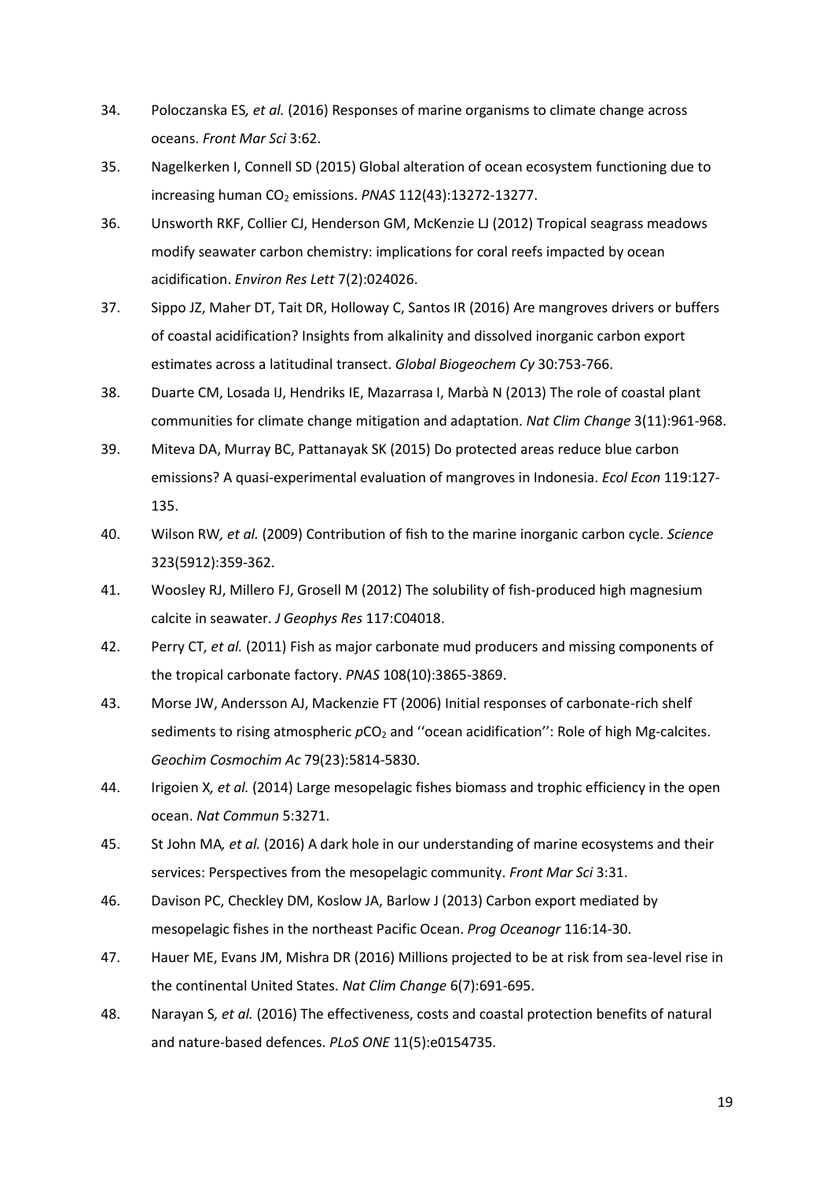34. Poloczanska ES*, et al.* (2016) Responses of marine organisms to climate change across oceans. *Front Mar Sci* 3:62.
35. Nagelkerken I, Connell SD (2015) Global alteration of ocean ecosystem functioning due to increasing human $CO_2$ emissions. *PNAS* 112(43):13272-13277.
36. Unsworth RKF, Collier CJ, Henderson GM, McKenzie LJ (2012) Tropical seagrass meadows modify seawater carbon chemistry: implications for coral reefs impacted by ocean acidification. *Environ Res Lett* 7(2):024026.
37. Sippo JZ, Maher DT, Tait DR, Holloway C, Santos IR (2016) Are mangroves drivers or buffers of coastal acidification? Insights from alkalinity and dissolved inorganic carbon export estimates across a latitudinal transect. *Global Biogeochem Cy* 30:753-766.
38. Duarte CM, Losada IJ, Hendriks IE, Mazarrasa I, Marbà N (2013) The role of coastal plant communities for climate change mitigation and adaptation. *Nat Clim Change* 3(11):961-968.
39. Miteva DA, Murray BC, Pattanayak SK (2015) Do protected areas reduce blue carbon emissions? A quasi-experimental evaluation of mangroves in Indonesia. *Ecol Econ* 119:127-135.
40. Wilson RW*, et al.* (2009) Contribution of fish to the marine inorganic carbon cycle. *Science* 323(5912):359-362.
41. Woosley RJ, Millero FJ, Grosell M (2012) The solubility of fish-produced high magnesium calcite in seawater. *J Geophys Res* 117:C04018.
42. Perry CT*, et al.* (2011) Fish as major carbonate mud producers and missing components of the tropical carbonate factory. *PNAS* 108(10):3865-3869.
43. Morse JW, Andersson AJ, Mackenzie FT (2006) Initial responses of carbonate-rich shelf sediments to rising atmospheric $pCO_2$ and ''ocean acidification'': Role of high Mg-calcites. *Geochim Cosmochim Ac* 79(23):5814-5830.
44. Irigoien X*, et al.* (2014) Large mesopelagic fishes biomass and trophic efficiency in the open ocean. *Nat Commun* 5:3271.
45. St John MA*, et al.* (2016) A dark hole in our understanding of marine ecosystems and their services: Perspectives from the mesopelagic community. *Front Mar Sci* 3:31.
46. Davison PC, Checkley DM, Koslow JA, Barlow J (2013) Carbon export mediated by mesopelagic fishes in the northeast Pacific Ocean. *Prog Oceanogr* 116:14-30.
47. Hauer ME, Evans JM, Mishra DR (2016) Millions projected to be at risk from sea-level rise in the continental United States. *Nat Clim Change* 6(7):691-695.
48. Narayan S*, et al.* (2016) The effectiveness, costs and coastal protection benefits of natural and nature-based defences. *PLoS ONE* 11(5):e0154735.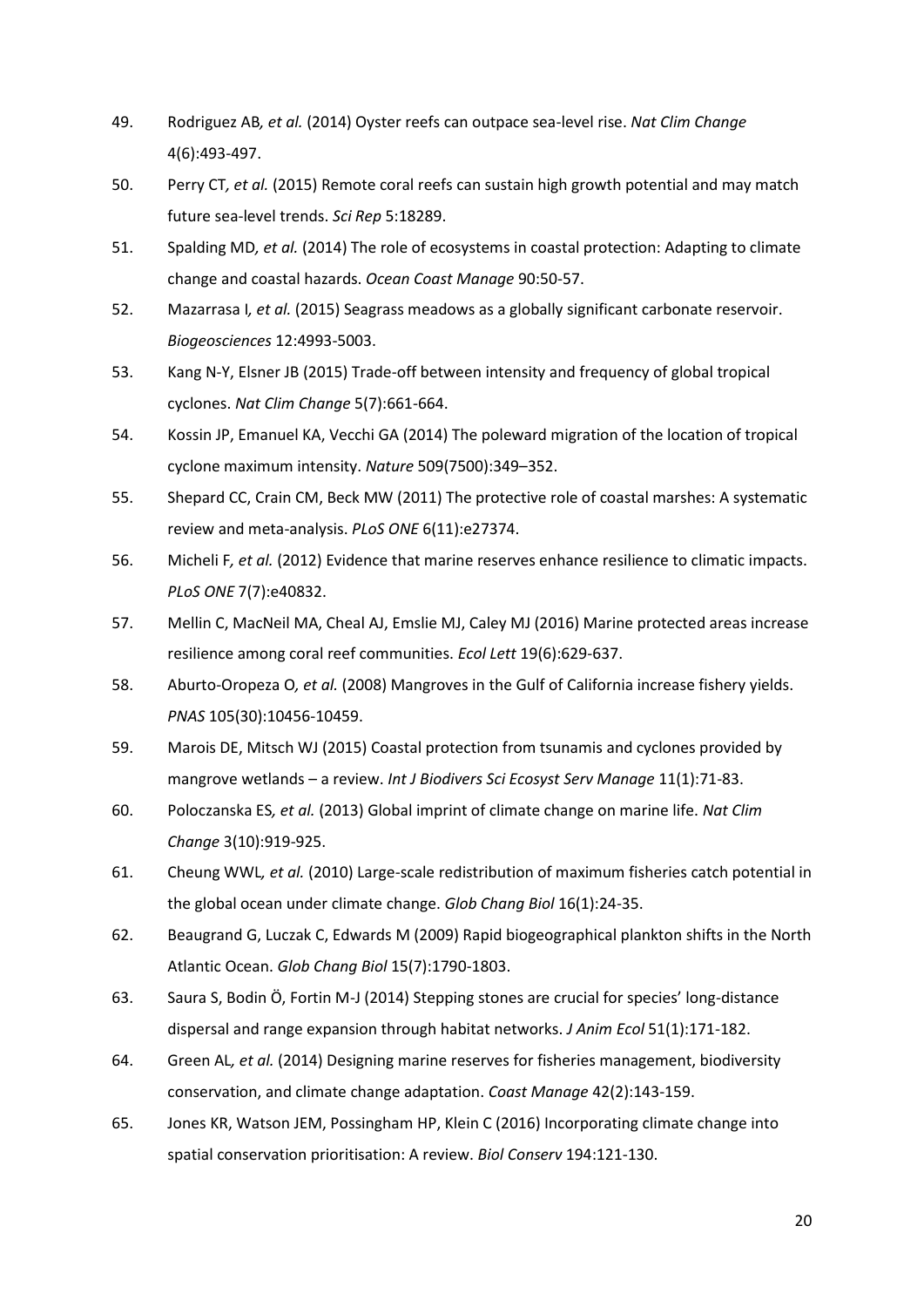49. Rodriguez AB*, et al.* (2014) Oyster reefs can outpace sea-level rise. *Nat Clim Change* 4(6):493-497.
50. Perry CT*, et al.* (2015) Remote coral reefs can sustain high growth potential and may match future sea-level trends. *Sci Rep* 5:18289.
51. Spalding MD*, et al.* (2014) The role of ecosystems in coastal protection: Adapting to climate change and coastal hazards. *Ocean Coast Manage* 90:50-57.
52. Mazarrasa I*, et al.* (2015) Seagrass meadows as a globally significant carbonate reservoir. *Biogeosciences* 12:4993-5003.
53. Kang N-Y, Elsner JB (2015) Trade-off between intensity and frequency of global tropical cyclones. *Nat Clim Change* 5(7):661-664.
54. Kossin JP, Emanuel KA, Vecchi GA (2014) The poleward migration of the location of tropical cyclone maximum intensity. *Nature* 509(7500):349–352.
55. Shepard CC, Crain CM, Beck MW (2011) The protective role of coastal marshes: A systematic review and meta-analysis. *PLoS ONE* 6(11):e27374.
56. Micheli F*, et al.* (2012) Evidence that marine reserves enhance resilience to climatic impacts. *PLoS ONE* 7(7):e40832.
57. Mellin C, MacNeil MA, Cheal AJ, Emslie MJ, Caley MJ (2016) Marine protected areas increase resilience among coral reef communities. *Ecol Lett* 19(6):629-637.
58. Aburto-Oropeza O*, et al.* (2008) Mangroves in the Gulf of California increase fishery yields. *PNAS* 105(30):10456-10459.
59. Marois DE, Mitsch WJ (2015) Coastal protection from tsunamis and cyclones provided by mangrove wetlands – a review. *Int J Biodivers Sci Ecosyst Serv Manage* 11(1):71-83.
60. Poloczanska ES*, et al.* (2013) Global imprint of climate change on marine life. *Nat Clim Change* 3(10):919-925.
61. Cheung WWL*, et al.* (2010) Large-scale redistribution of maximum fisheries catch potential in the global ocean under climate change. *Glob Chang Biol* 16(1):24-35.
62. Beaugrand G, Luczak C, Edwards M (2009) Rapid biogeographical plankton shifts in the North Atlantic Ocean. *Glob Chang Biol* 15(7):1790-1803.
63. Saura S, Bodin Ö, Fortin M-J (2014) Stepping stones are crucial for species' long-distance dispersal and range expansion through habitat networks. *J Anim Ecol* 51(1):171-182.
64. Green AL*, et al.* (2014) Designing marine reserves for fisheries management, biodiversity conservation, and climate change adaptation. *Coast Manage* 42(2):143-159.
65. Jones KR, Watson JEM, Possingham HP, Klein C (2016) Incorporating climate change into spatial conservation prioritisation: A review. *Biol Conserv* 194:121-130.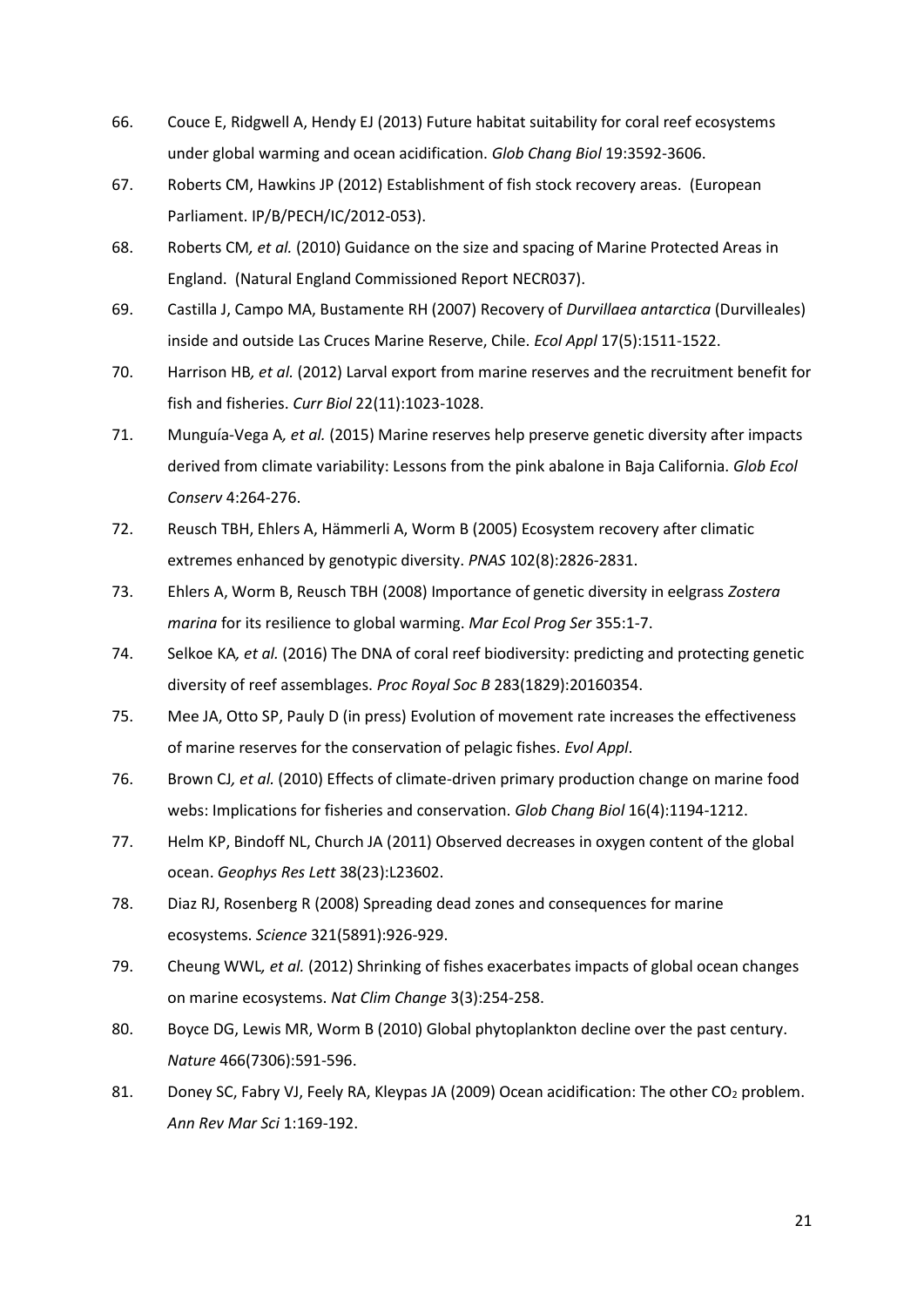66. Couce E, Ridgwell A, Hendy EJ (2013) Future habitat suitability for coral reef ecosystems under global warming and ocean acidification. *Glob Chang Biol* 19:3592-3606.
67. Roberts CM, Hawkins JP (2012) Establishment of fish stock recovery areas. (European Parliament. IP/B/PECH/IC/2012-053).
68. Roberts CM*, et al.* (2010) Guidance on the size and spacing of Marine Protected Areas in England. (Natural England Commissioned Report NECR037).
69. Castilla J, Campo MA, Bustamente RH (2007) Recovery of *Durvillaea antarctica* (Durvilleales) inside and outside Las Cruces Marine Reserve, Chile. *Ecol Appl* 17(5):1511-1522.
70. Harrison HB*, et al.* (2012) Larval export from marine reserves and the recruitment benefit for fish and fisheries. *Curr Biol* 22(11):1023-1028.
71. Munguía-Vega A*, et al.* (2015) Marine reserves help preserve genetic diversity after impacts derived from climate variability: Lessons from the pink abalone in Baja California. *Glob Ecol Conserv* 4:264-276.
72. Reusch TBH, Ehlers A, Hämmerli A, Worm B (2005) Ecosystem recovery after climatic extremes enhanced by genotypic diversity. *PNAS* 102(8):2826-2831.
73. Ehlers A, Worm B, Reusch TBH (2008) Importance of genetic diversity in eelgrass *Zostera marina* for its resilience to global warming. *Mar Ecol Prog Ser* 355:1-7.
74. Selkoe KA*, et al.* (2016) The DNA of coral reef biodiversity: predicting and protecting genetic diversity of reef assemblages. *Proc Royal Soc B* 283(1829):20160354.
75. Mee JA, Otto SP, Pauly D (in press) Evolution of movement rate increases the effectiveness of marine reserves for the conservation of pelagic fishes. *Evol Appl*.
76. Brown CJ*, et al.* (2010) Effects of climate-driven primary production change on marine food webs: Implications for fisheries and conservation. *Glob Chang Biol* 16(4):1194-1212.
77. Helm KP, Bindoff NL, Church JA (2011) Observed decreases in oxygen content of the global ocean. *Geophys Res Lett* 38(23):L23602.
78. Diaz RJ, Rosenberg R (2008) Spreading dead zones and consequences for marine ecosystems. *Science* 321(5891):926-929.
79. Cheung WWL*, et al.* (2012) Shrinking of fishes exacerbates impacts of global ocean changes on marine ecosystems. *Nat Clim Change* 3(3):254-258.
80. Boyce DG, Lewis MR, Worm B (2010) Global phytoplankton decline over the past century. *Nature* 466(7306):591-596.
81. Doney SC, Fabry VJ, Feely RA, Kleypas JA (2009) Ocean acidification: The other $CO_2$ problem. *Ann Rev Mar Sci* 1:169-192.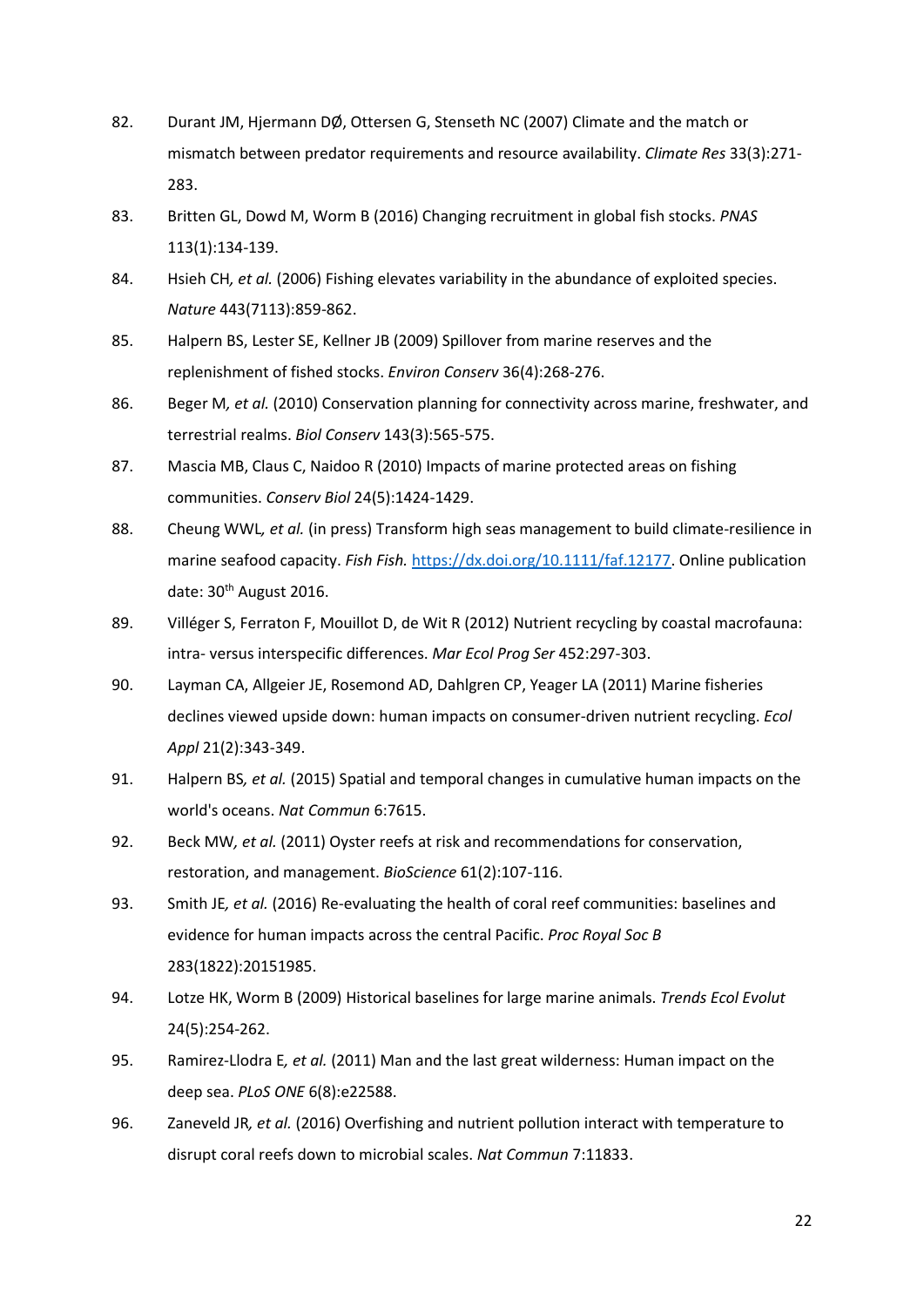82. Durant JM, Hjermann DØ, Ottersen G, Stenseth NC (2007) Climate and the match or mismatch between predator requirements and resource availability. *Climate Res* 33(3):271-283.

83. Britten GL, Dowd M, Worm B (2016) Changing recruitment in global fish stocks. *PNAS* 113(1):134-139.

84. Hsieh CH*, et al.* (2006) Fishing elevates variability in the abundance of exploited species. *Nature* 443(7113):859-862.

85. Halpern BS, Lester SE, Kellner JB (2009) Spillover from marine reserves and the replenishment of fished stocks. *Environ Conserv* 36(4):268-276.

86. Beger M*, et al.* (2010) Conservation planning for connectivity across marine, freshwater, and terrestrial realms. *Biol Conserv* 143(3):565-575.

87. Mascia MB, Claus C, Naidoo R (2010) Impacts of marine protected areas on fishing communities. *Conserv Biol* 24(5):1424-1429.

88. Cheung WWL*, et al.* (in press) Transform high seas management to build climate-resilience in marine seafood capacity. *Fish Fish.* [https://dx.doi.org/10.1111/faf.12177](https://dx.doi.org/10.1111/faf.12177). Online publication date: 30th August 2016.

89. Villéger S, Ferraton F, Mouillot D, de Wit R (2012) Nutrient recycling by coastal macrofauna: intra- versus interspecific differences. *Mar Ecol Prog Ser* 452:297-303.

90. Layman CA, Allgeier JE, Rosemond AD, Dahlgren CP, Yeager LA (2011) Marine fisheries declines viewed upside down: human impacts on consumer-driven nutrient recycling. *Ecol Appl* 21(2):343-349.

91. Halpern BS*, et al.* (2015) Spatial and temporal changes in cumulative human impacts on the world's oceans. *Nat Commun* 6:7615.

92. Beck MW*, et al.* (2011) Oyster reefs at risk and recommendations for conservation, restoration, and management. *BioScience* 61(2):107-116.

93. Smith JE*, et al.* (2016) Re-evaluating the health of coral reef communities: baselines and evidence for human impacts across the central Pacific. *Proc Royal Soc B* 283(1822):20151985.

94. Lotze HK, Worm B (2009) Historical baselines for large marine animals. *Trends Ecol Evolut* 24(5):254-262.

95. Ramirez-Llodra E*, et al.* (2011) Man and the last great wilderness: Human impact on the deep sea. *PLoS ONE* 6(8):e22588.

96. Zaneveld JR*, et al.* (2016) Overfishing and nutrient pollution interact with temperature to disrupt coral reefs down to microbial scales. *Nat Commun* 7:11833.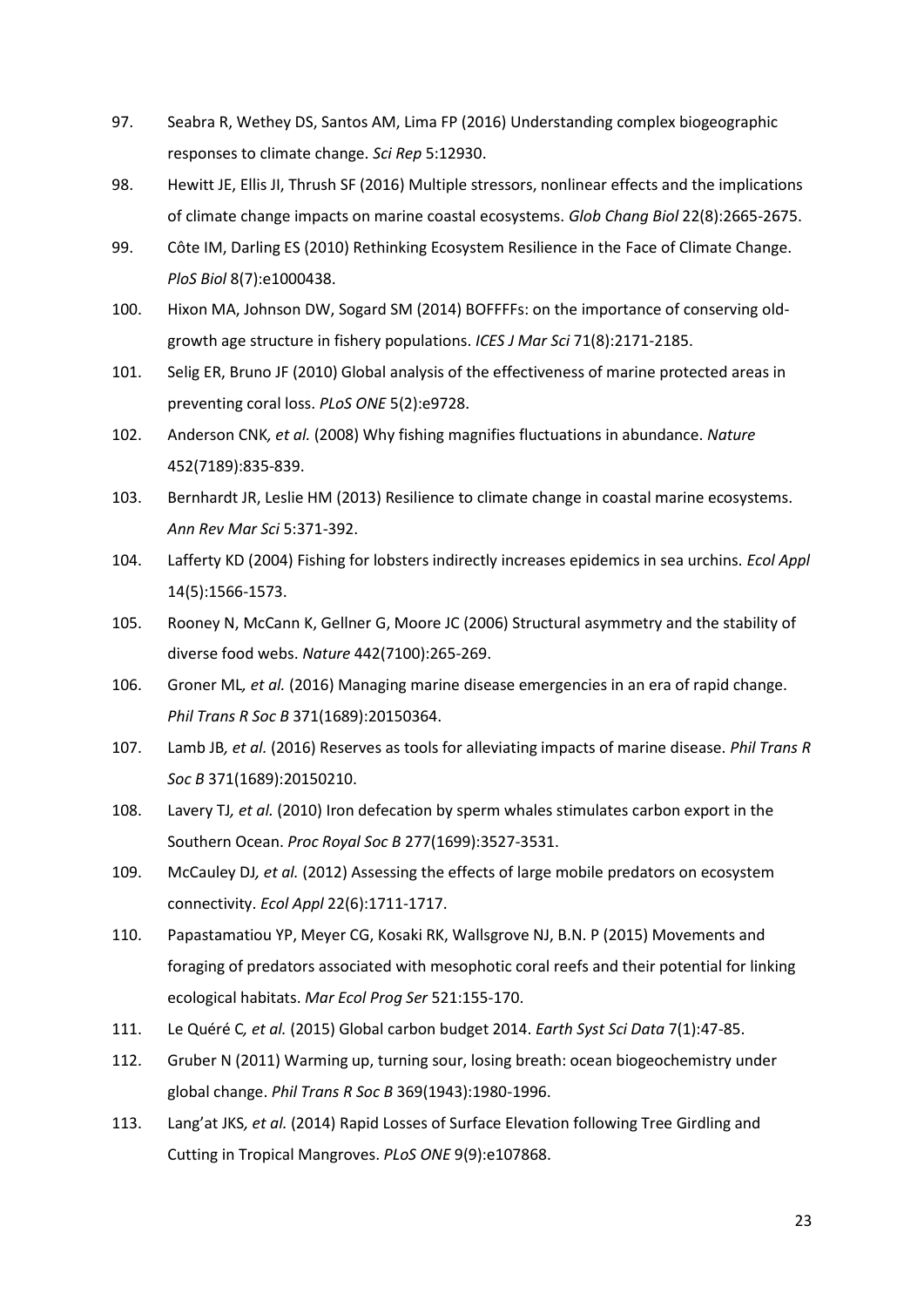97. Seabra R, Wethey DS, Santos AM, Lima FP (2016) Understanding complex biogeographic responses to climate change. *Sci Rep* 5:12930.

98. Hewitt JE, Ellis JI, Thrush SF (2016) Multiple stressors, nonlinear effects and the implications of climate change impacts on marine coastal ecosystems. *Glob Chang Biol* 22(8):2665-2675.

99. Côte IM, Darling ES (2010) Rethinking Ecosystem Resilience in the Face of Climate Change. *PloS Biol* 8(7):e1000438.

100. Hixon MA, Johnson DW, Sogard SM (2014) BOFFFFs: on the importance of conserving old-growth age structure in fishery populations. *ICES J Mar Sci* 71(8):2171-2185.

101. Selig ER, Bruno JF (2010) Global analysis of the effectiveness of marine protected areas in preventing coral loss. *PLoS ONE* 5(2):e9728.

102. Anderson CNK*, et al.* (2008) Why fishing magnifies fluctuations in abundance. *Nature* 452(7189):835-839.

103. Bernhardt JR, Leslie HM (2013) Resilience to climate change in coastal marine ecosystems. *Ann Rev Mar Sci* 5:371-392.

104. Lafferty KD (2004) Fishing for lobsters indirectly increases epidemics in sea urchins. *Ecol Appl* 14(5):1566-1573.

105. Rooney N, McCann K, Gellner G, Moore JC (2006) Structural asymmetry and the stability of diverse food webs. *Nature* 442(7100):265-269.

106. Groner ML*, et al.* (2016) Managing marine disease emergencies in an era of rapid change. *Phil Trans R Soc B* 371(1689):20150364.

107. Lamb JB*, et al.* (2016) Reserves as tools for alleviating impacts of marine disease. *Phil Trans R Soc B* 371(1689):20150210.

108. Lavery TJ*, et al.* (2010) Iron defecation by sperm whales stimulates carbon export in the Southern Ocean. *Proc Royal Soc B* 277(1699):3527-3531.

109. McCauley DJ*, et al.* (2012) Assessing the effects of large mobile predators on ecosystem connectivity. *Ecol Appl* 22(6):1711-1717.

110. Papastamatiou YP, Meyer CG, Kosaki RK, Wallsgrove NJ, B.N. P (2015) Movements and foraging of predators associated with mesophotic coral reefs and their potential for linking ecological habitats. *Mar Ecol Prog Ser* 521:155-170.

111. Le Quéré C*, et al.* (2015) Global carbon budget 2014. *Earth Syst Sci Data* 7(1):47-85.

112. Gruber N (2011) Warming up, turning sour, losing breath: ocean biogeochemistry under global change. *Phil Trans R Soc B* 369(1943):1980-1996.

113. Lang'at JKS*, et al.* (2014) Rapid Losses of Surface Elevation following Tree Girdling and Cutting in Tropical Mangroves. *PLoS ONE* 9(9):e107868.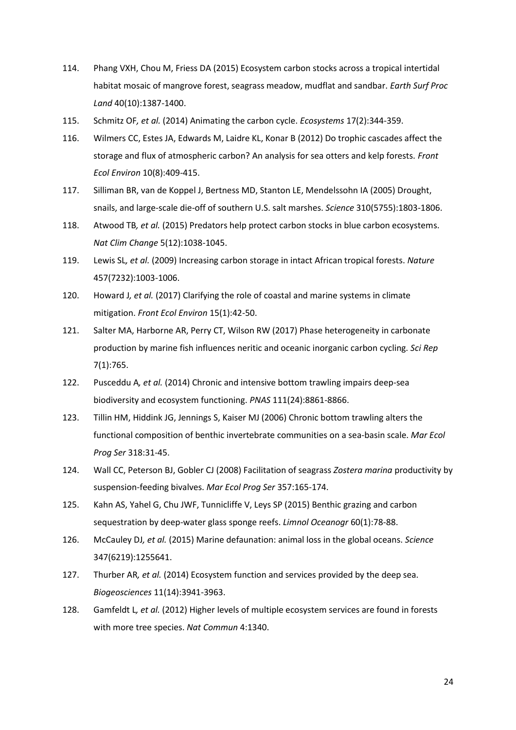114. Phang VXH, Chou M, Friess DA (2015) Ecosystem carbon stocks across a tropical intertidal habitat mosaic of mangrove forest, seagrass meadow, mudflat and sandbar. *Earth Surf Proc Land* 40(10):1387-1400.
115. Schmitz OF*, et al.* (2014) Animating the carbon cycle. *Ecosystems* 17(2):344-359.
116. Wilmers CC, Estes JA, Edwards M, Laidre KL, Konar B (2012) Do trophic cascades affect the storage and flux of atmospheric carbon? An analysis for sea otters and kelp forests. *Front Ecol Environ* 10(8):409-415.
117. Silliman BR, van de Koppel J, Bertness MD, Stanton LE, Mendelssohn IA (2005) Drought, snails, and large-scale die-off of southern U.S. salt marshes. *Science* 310(5755):1803-1806.
118. Atwood TB*, et al.* (2015) Predators help protect carbon stocks in blue carbon ecosystems. *Nat Clim Change* 5(12):1038-1045.
119. Lewis SL*, et al.* (2009) Increasing carbon storage in intact African tropical forests. *Nature* 457(7232):1003-1006.
120. Howard J*, et al.* (2017) Clarifying the role of coastal and marine systems in climate mitigation. *Front Ecol Environ* 15(1):42-50.
121. Salter MA, Harborne AR, Perry CT, Wilson RW (2017) Phase heterogeneity in carbonate production by marine fish influences neritic and oceanic inorganic carbon cycling. *Sci Rep* 7(1):765.
122. Pusceddu A*, et al.* (2014) Chronic and intensive bottom trawling impairs deep-sea biodiversity and ecosystem functioning. *PNAS* 111(24):8861-8866.
123. Tillin HM, Hiddink JG, Jennings S, Kaiser MJ (2006) Chronic bottom trawling alters the functional composition of benthic invertebrate communities on a sea-basin scale. *Mar Ecol Prog Ser* 318:31-45.
124. Wall CC, Peterson BJ, Gobler CJ (2008) Facilitation of seagrass *Zostera marina* productivity by suspension-feeding bivalves. *Mar Ecol Prog Ser* 357:165-174.
125. Kahn AS, Yahel G, Chu JWF, Tunnicliffe V, Leys SP (2015) Benthic grazing and carbon sequestration by deep-water glass sponge reefs. *Limnol Oceanogr* 60(1):78-88.
126. McCauley DJ*, et al.* (2015) Marine defaunation: animal loss in the global oceans. *Science* 347(6219):1255641.
127. Thurber AR*, et al.* (2014) Ecosystem function and services provided by the deep sea. *Biogeosciences* 11(14):3941-3963.
128. Gamfeldt L*, et al.* (2012) Higher levels of multiple ecosystem services are found in forests with more tree species. *Nat Commun* 4:1340.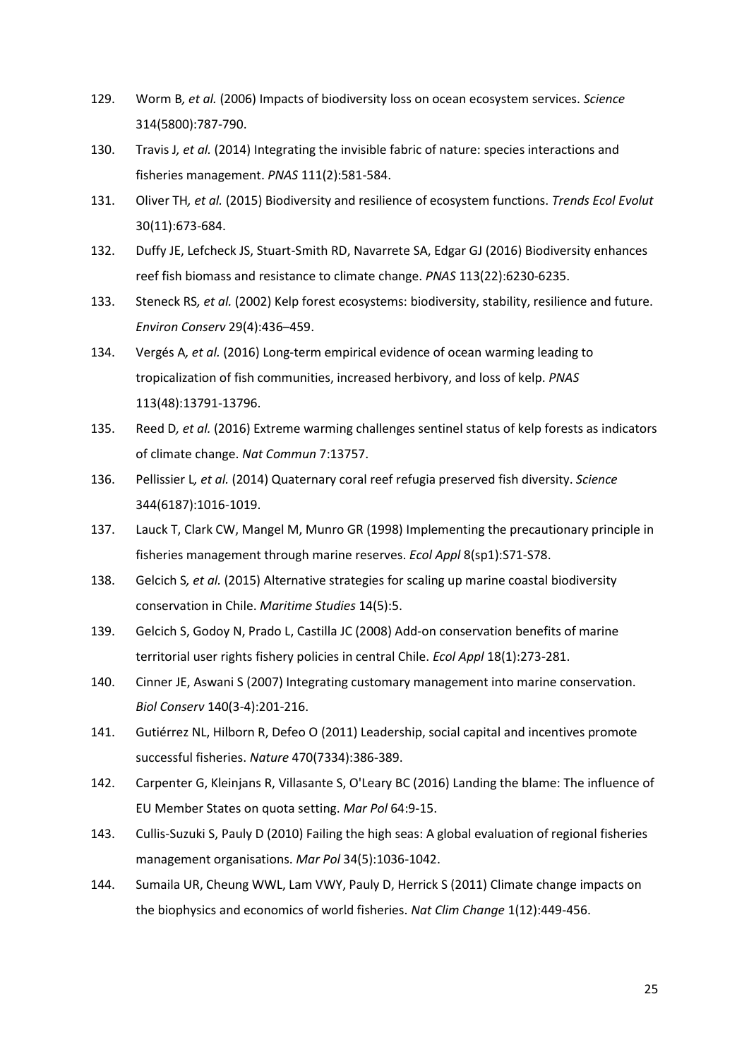129. Worm B*, et al.* (2006) Impacts of biodiversity loss on ocean ecosystem services. *Science* 314(5800):787-790.

130. Travis J*, et al.* (2014) Integrating the invisible fabric of nature: species interactions and fisheries management. *PNAS* 111(2):581-584.

131. Oliver TH*, et al.* (2015) Biodiversity and resilience of ecosystem functions. *Trends Ecol Evolut* 30(11):673-684.

132. Duffy JE, Lefcheck JS, Stuart-Smith RD, Navarrete SA, Edgar GJ (2016) Biodiversity enhances reef fish biomass and resistance to climate change. *PNAS* 113(22):6230-6235.

133. Steneck RS*, et al.* (2002) Kelp forest ecosystems: biodiversity, stability, resilience and future. *Environ Conserv* 29(4):436–459.

134. Vergés A*, et al.* (2016) Long-term empirical evidence of ocean warming leading to tropicalization of fish communities, increased herbivory, and loss of kelp. *PNAS* 113(48):13791-13796.

135. Reed D*, et al.* (2016) Extreme warming challenges sentinel status of kelp forests as indicators of climate change. *Nat Commun* 7:13757.

136. Pellissier L*, et al.* (2014) Quaternary coral reef refugia preserved fish diversity. *Science* 344(6187):1016-1019.

137. Lauck T, Clark CW, Mangel M, Munro GR (1998) Implementing the precautionary principle in fisheries management through marine reserves. *Ecol Appl* 8(sp1):S71-S78.

138. Gelcich S*, et al.* (2015) Alternative strategies for scaling up marine coastal biodiversity conservation in Chile. *Maritime Studies* 14(5):5.

139. Gelcich S, Godoy N, Prado L, Castilla JC (2008) Add-on conservation benefits of marine territorial user rights fishery policies in central Chile. *Ecol Appl* 18(1):273-281.

140. Cinner JE, Aswani S (2007) Integrating customary management into marine conservation. *Biol Conserv* 140(3-4):201-216.

141. Gutiérrez NL, Hilborn R, Defeo O (2011) Leadership, social capital and incentives promote successful fisheries. *Nature* 470(7334):386-389.

142. Carpenter G, Kleinjans R, Villasante S, O'Leary BC (2016) Landing the blame: The influence of EU Member States on quota setting. *Mar Pol* 64:9-15.

143. Cullis-Suzuki S, Pauly D (2010) Failing the high seas: A global evaluation of regional fisheries management organisations. *Mar Pol* 34(5):1036-1042.

144. Sumaila UR, Cheung WWL, Lam VWY, Pauly D, Herrick S (2011) Climate change impacts on the biophysics and economics of world fisheries. *Nat Clim Change* 1(12):449-456.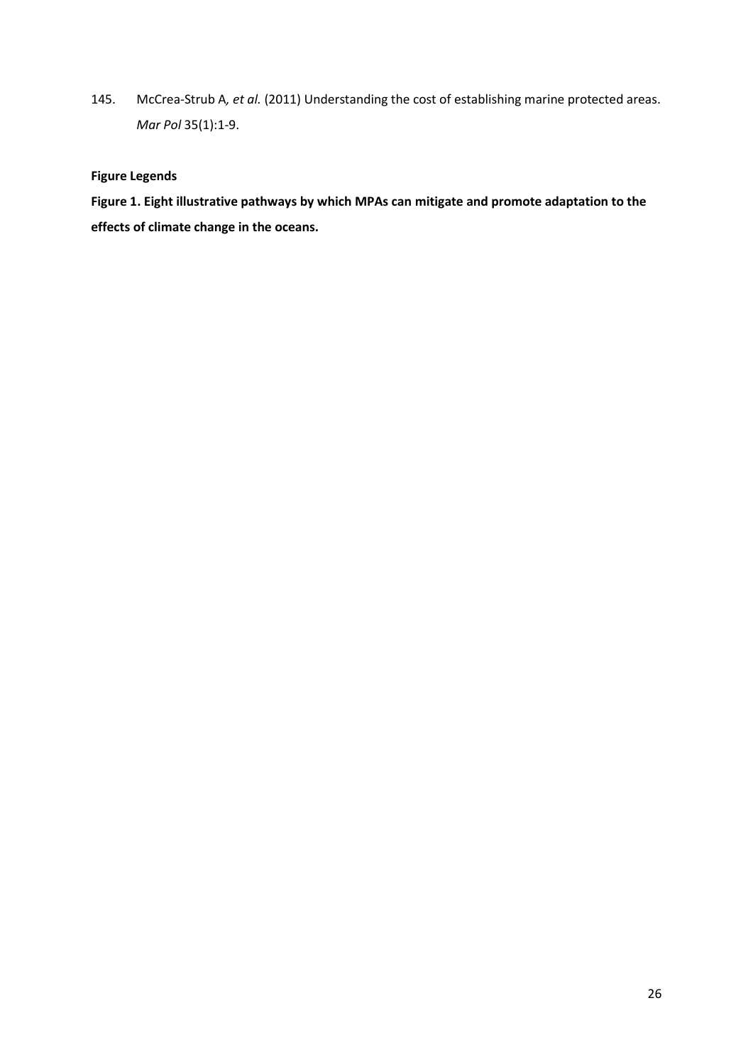145. McCrea-Strub A*, et al.* (2011) Understanding the cost of establishing marine protected areas. *Mar Pol* 35(1):1-9.

**Figure Legends**

**Figure 1. Eight illustrative pathways by which MPAs can mitigate and promote adaptation to the effects of climate change in the oceans.**